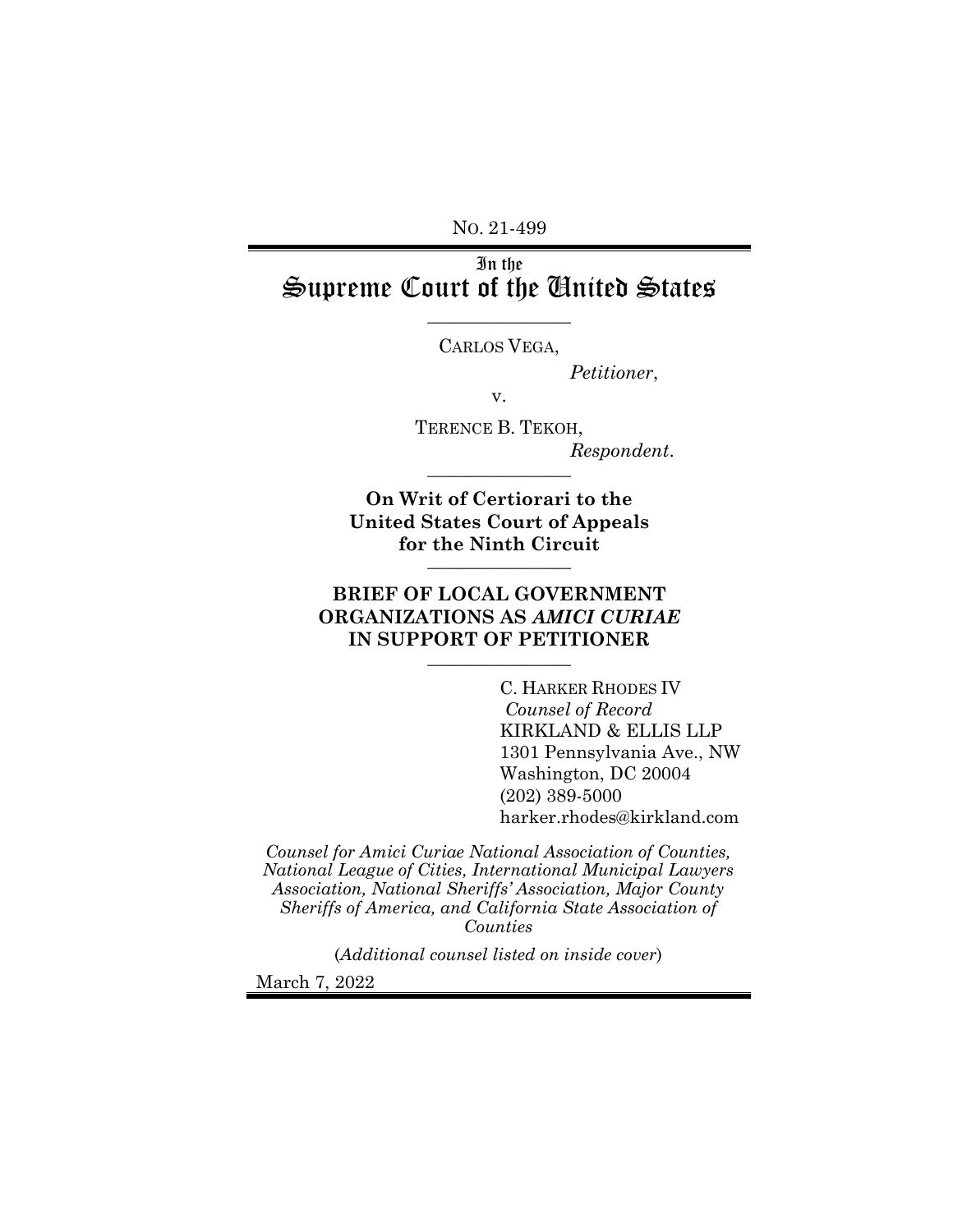NO. 21-499

# In the Supreme Court of the United States

---

CARLOS VEGA,

*Petitioner*,

v.

TERENCE B. TEKOH,

*Respondent*.

---

**On Writ of Certiorari to the United States Court of Appeals for the Ninth Circuit**

---

**BRIEF OF LOCAL GOVERNMENT ORGANIZATIONS AS *AMICI CURIAE* IN SUPPORT OF PETITIONER**

---

C. HARKER RHODES IV
*Counsel of Record*
KIRKLAND & ELLIS LLP
1301 Pennsylvania Ave., NW
Washington, DC 20004
(202) 389-5000
harker.rhodes@kirkland.com

*Counsel for Amici Curiae National Association of Counties, National League of Cities, International Municipal Lawyers Association, National Sheriffs' Association, Major County Sheriffs of America, and California State Association of Counties*

(*Additional counsel listed on inside cover*)

March 7, 2022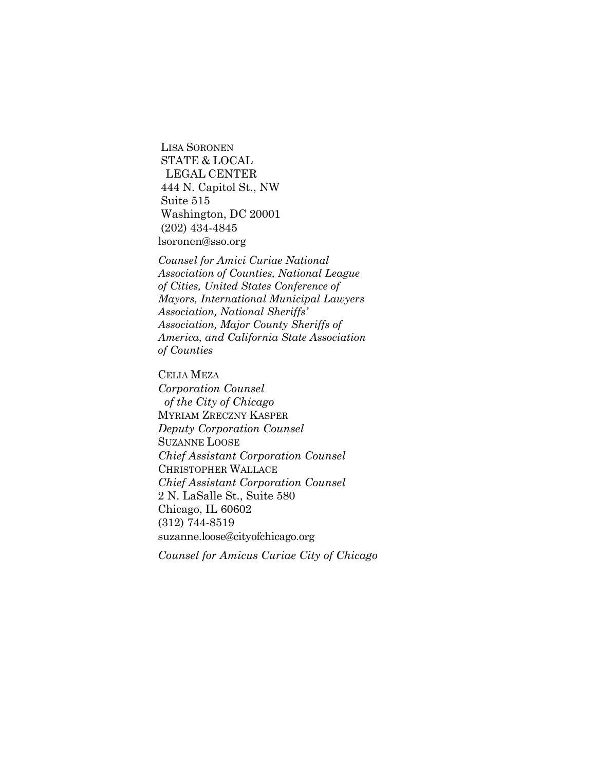LISA SORONEN
STATE & LOCAL
LEGAL CENTER
444 N. Capitol St., NW
Suite 515
Washington, DC 20001
(202) 434-4845
lsoronen@sso.org

*Counsel for Amici Curiae National Association of Counties, National League of Cities, United States Conference of Mayors, International Municipal Lawyers Association, National Sheriffs' Association, Major County Sheriffs of America, and California State Association of Counties*

CELIA MEZA
*Corporation Counsel of the City of Chicago*
MYRIAM ZRECZNY KASPER
*Deputy Corporation Counsel*
SUZANNE LOOSE
*Chief Assistant Corporation Counsel*
CHRISTOPHER WALLACE
*Chief Assistant Corporation Counsel*
2 N. LaSalle St., Suite 580
Chicago, IL 60602
(312) 744-8519
suzanne.loose@cityofchicago.org

*Counsel for Amicus Curiae City of Chicago*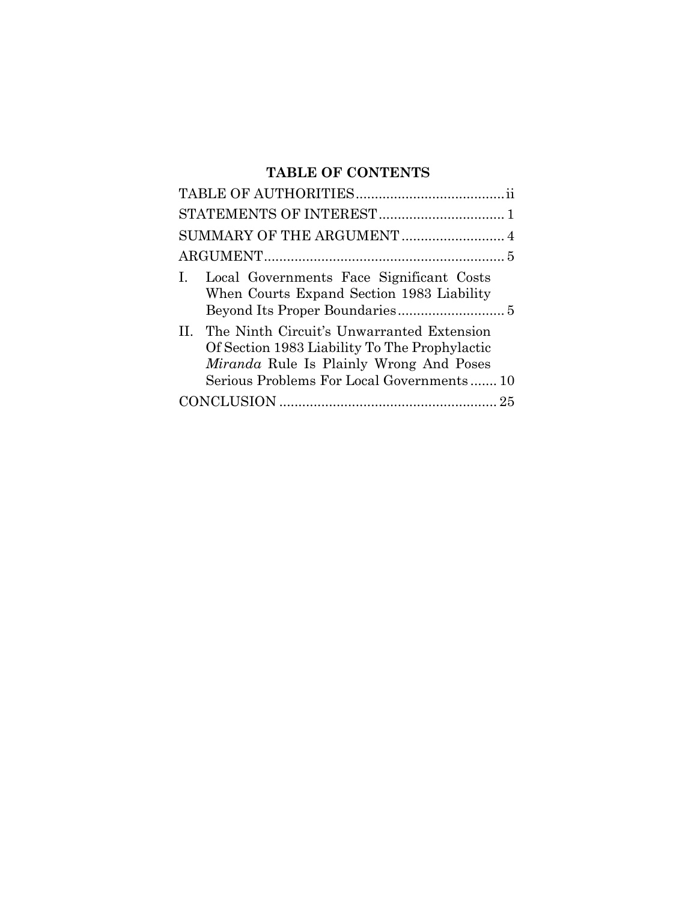## TABLE OF CONTENTS

TABLE OF AUTHORITIES....................................ii

STATEMENTS OF INTEREST.................................1

SUMMARY OF THE ARGUMENT...........................4

ARGUMENT...............................................................5

I. Local Governments Face Significant Costs When Courts Expand Section 1983 Liability Beyond Its Proper Boundaries............................5

II. The Ninth Circuit's Unwarranted Extension Of Section 1983 Liability To The Prophylactic *Miranda* Rule Is Plainly Wrong And Poses Serious Problems For Local Governments.......10

CONCLUSION.........................................................25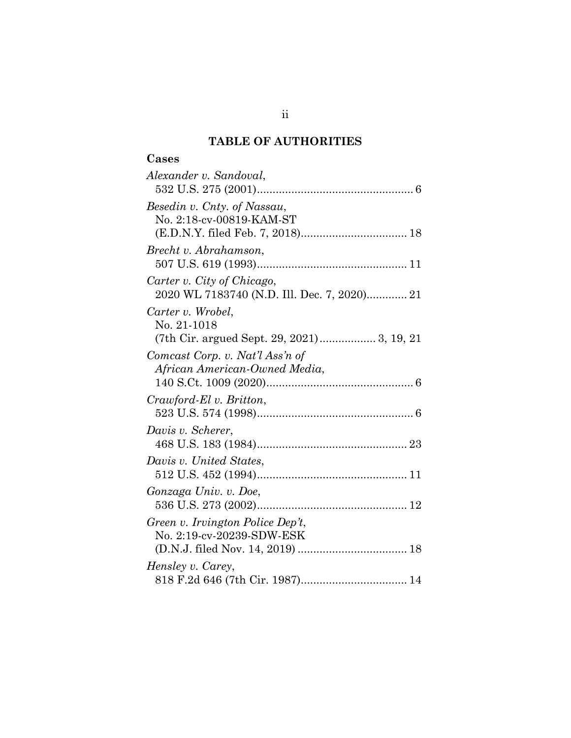# TABLE OF AUTHORITIES

## Cases

*Alexander v. Sandoval*,
532 U.S. 275 (2001)................................................. 6

*Besedin v. Cnty. of Nassau*,
No. 2:18-cv-00819-KAM-ST
(E.D.N.Y. filed Feb. 7, 2018)................................. 18

*Brecht v. Abrahamson*,
507 U.S. 619 (1993)............................................... 11

*Carter v. City of Chicago*,
2020 WL 7183740 (N.D. Ill. Dec. 7, 2020)............. 21

*Carter v. Wrobel*,
No. 21-1018
(7th Cir. argued Sept. 29, 2021).................. 3, 19, 21

*Comcast Corp. v. Nat'l Ass'n of African American-Owned Media*,
140 S.Ct. 1009 (2020).............................................. 6

*Crawford-El v. Britton*,
523 U.S. 574 (1998)................................................. 6

*Davis v. Scherer*,
468 U.S. 183 (1984)............................................... 23

*Davis v. United States*,
512 U.S. 452 (1994)............................................... 11

*Gonzaga Univ. v. Doe*,
536 U.S. 273 (2002)............................................... 12

*Green v. Irvington Police Dep't*,
No. 2:19-cv-20239-SDW-ESK
(D.N.J. filed Nov. 14, 2019) .................................. 18

*Hensley v. Carey*,
818 F.2d 646 (7th Cir. 1987)................................. 14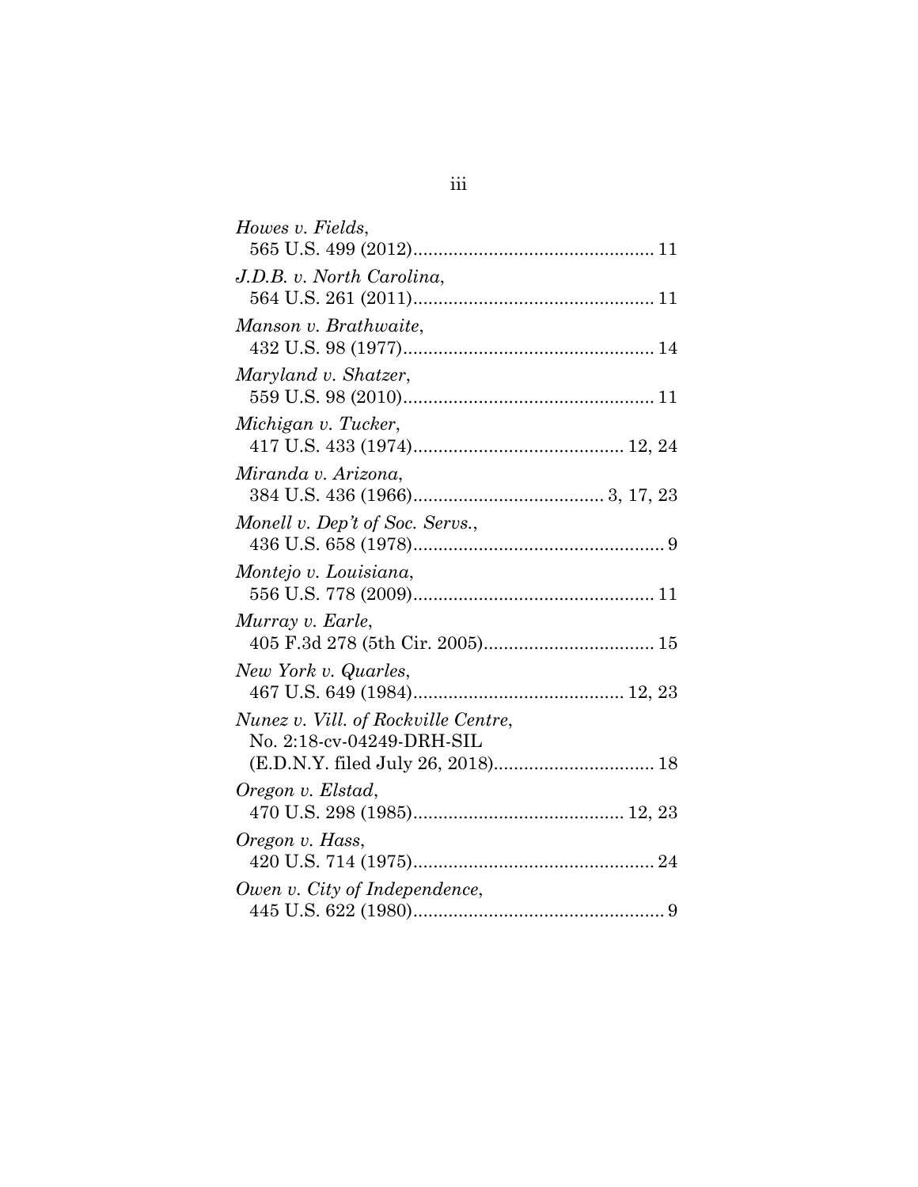*Howes v. Fields*,
565 U.S. 499 (2012)................................................ 11

*J.D.B. v. North Carolina*,
564 U.S. 261 (2011)................................................ 11

*Manson v. Brathwaite*,
432 U.S. 98 (1977).................................................. 14

*Maryland v. Shatzer*,
559 U.S. 98 (2010).................................................. 11

*Michigan v. Tucker*,
417 U.S. 433 (1974).......................................... 12, 24

*Miranda v. Arizona*,
384 U.S. 436 (1966)...................................... 3, 17, 23

*Monell v. Dep't of Soc. Servs.*,
436 U.S. 658 (1978).................................................. 9

*Montejo v. Louisiana*,
556 U.S. 778 (2009)................................................ 11

*Murray v. Earle*,
405 F.3d 278 (5th Cir. 2005).................................. 15

*New York v. Quarles*,
467 U.S. 649 (1984).......................................... 12, 23

*Nunez v. Vill. of Rockville Centre*,
No. 2:18-cv-04249-DRH-SIL
(E.D.N.Y. filed July 26, 2018)................................ 18

*Oregon v. Elstad*,
470 U.S. 298 (1985).......................................... 12, 23

*Oregon v. Hass*,
420 U.S. 714 (1975)................................................ 24

*Owen v. City of Independence*,
445 U.S. 622 (1980).................................................. 9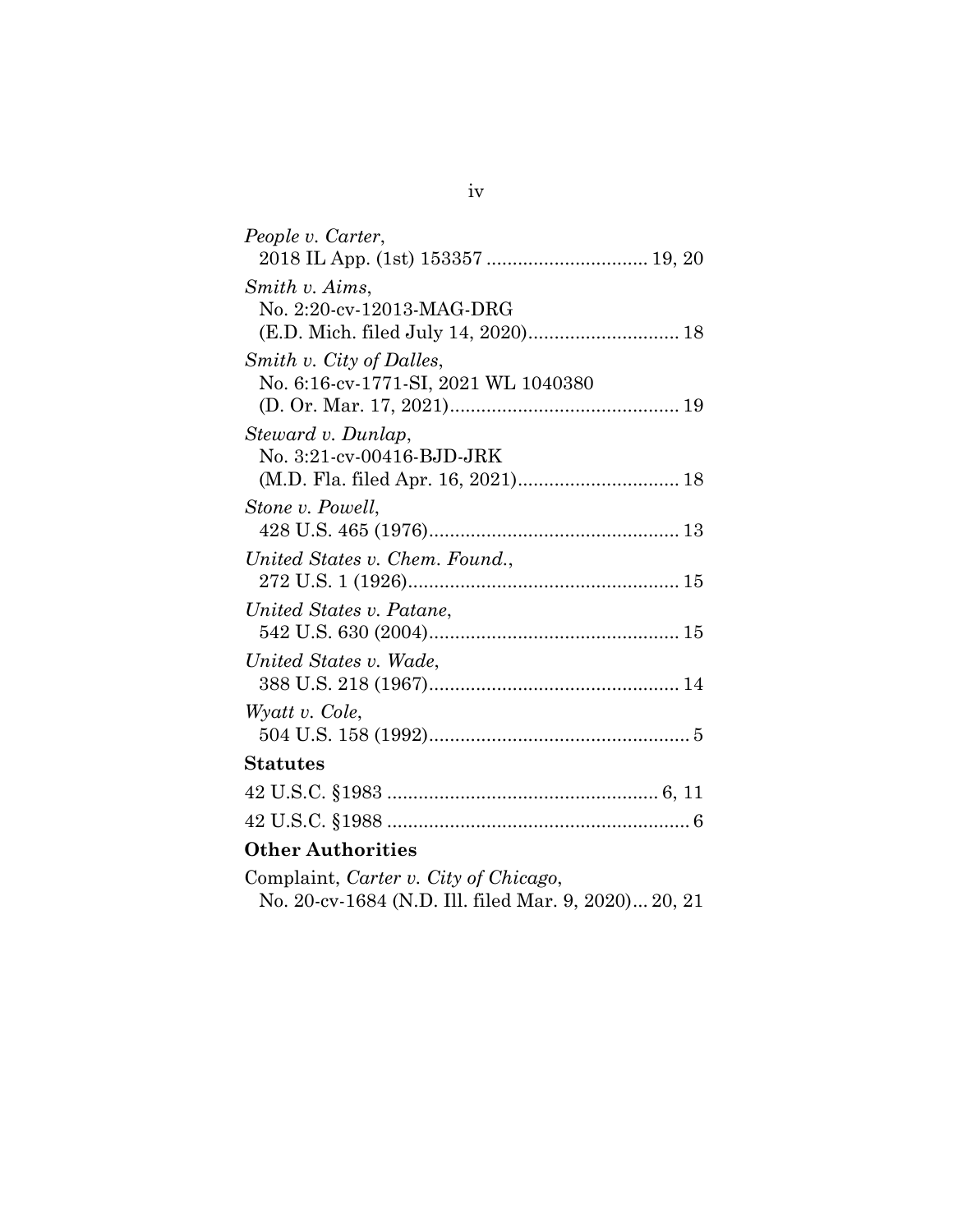*People v. Carter*,
2018 IL App. (1st) 153357 .............................. 19, 20

*Smith v. Aims*,
No. 2:20-cv-12013-MAG-DRG
(E.D. Mich. filed July 14, 2020)............................ 18

*Smith v. City of Dalles*,
No. 6:16-cv-1771-SI, 2021 WL 1040380
(D. Or. Mar. 17, 2021)........................................... 19

*Steward v. Dunlap*,
No. 3:21-cv-00416-BJD-JRK
(M.D. Fla. filed Apr. 16, 2021).............................. 18

*Stone v. Powell*,
428 U.S. 465 (1976)............................................... 13

*United States v. Chem. Found.*,
272 U.S. 1 (1926)................................................... 15

*United States v. Patane*,
542 U.S. 630 (2004)............................................... 15

*United States v. Wade*,
388 U.S. 218 (1967)............................................... 14

*Wyatt v. Cole*,
504 U.S. 158 (1992)................................................. 5

**Statutes**

42 U.S.C. §1983 .................................................. 6, 11

42 U.S.C. §1988 ......................................................... 6

**Other Authorities**

Complaint, *Carter v. City of Chicago*,
No. 20-cv-1684 (N.D. Ill. filed Mar. 9, 2020)... 20, 21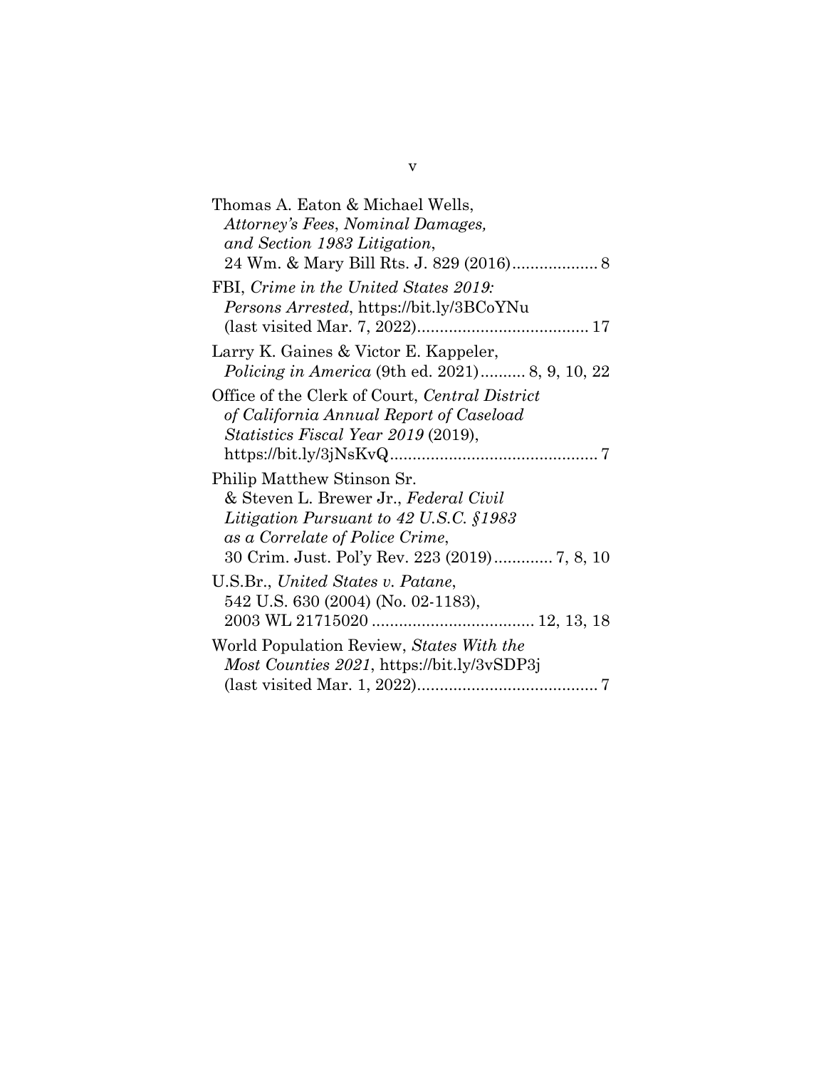Thomas A. Eaton & Michael Wells, *Attorney's Fees*, *Nominal Damages, and Section 1983 Litigation*, 24 Wm. & Mary Bill Rts. J. 829 (2016) .................. 8

FBI, *Crime in the United States 2019: Persons Arrested*, https://bit.ly/3BCoYNu (last visited Mar. 7, 2022) ...................................... 17

Larry K. Gaines & Victor E. Kappeler, *Policing in America* (9th ed. 2021) .......... 8, 9, 10, 22

Office of the Clerk of Court, *Central District of California Annual Report of Caseload Statistics Fiscal Year 2019* (2019), https://bit.ly/3jNsKvQ .............................................. 7

Philip Matthew Stinson Sr. & Steven L. Brewer Jr., *Federal Civil Litigation Pursuant to 42 U.S.C. §1983 as a Correlate of Police Crime*, 30 Crim. Just. Pol'y Rev. 223 (2019) ............ 7, 8, 10

U.S.Br., *United States v. Patane*, 542 U.S. 630 (2004) (No. 02-1183), 2003 WL 21715020 .................................... 12, 13, 18

World Population Review, *States With the Most Counties 2021*, https://bit.ly/3vSDP3j (last visited Mar. 1, 2022) ........................................ 7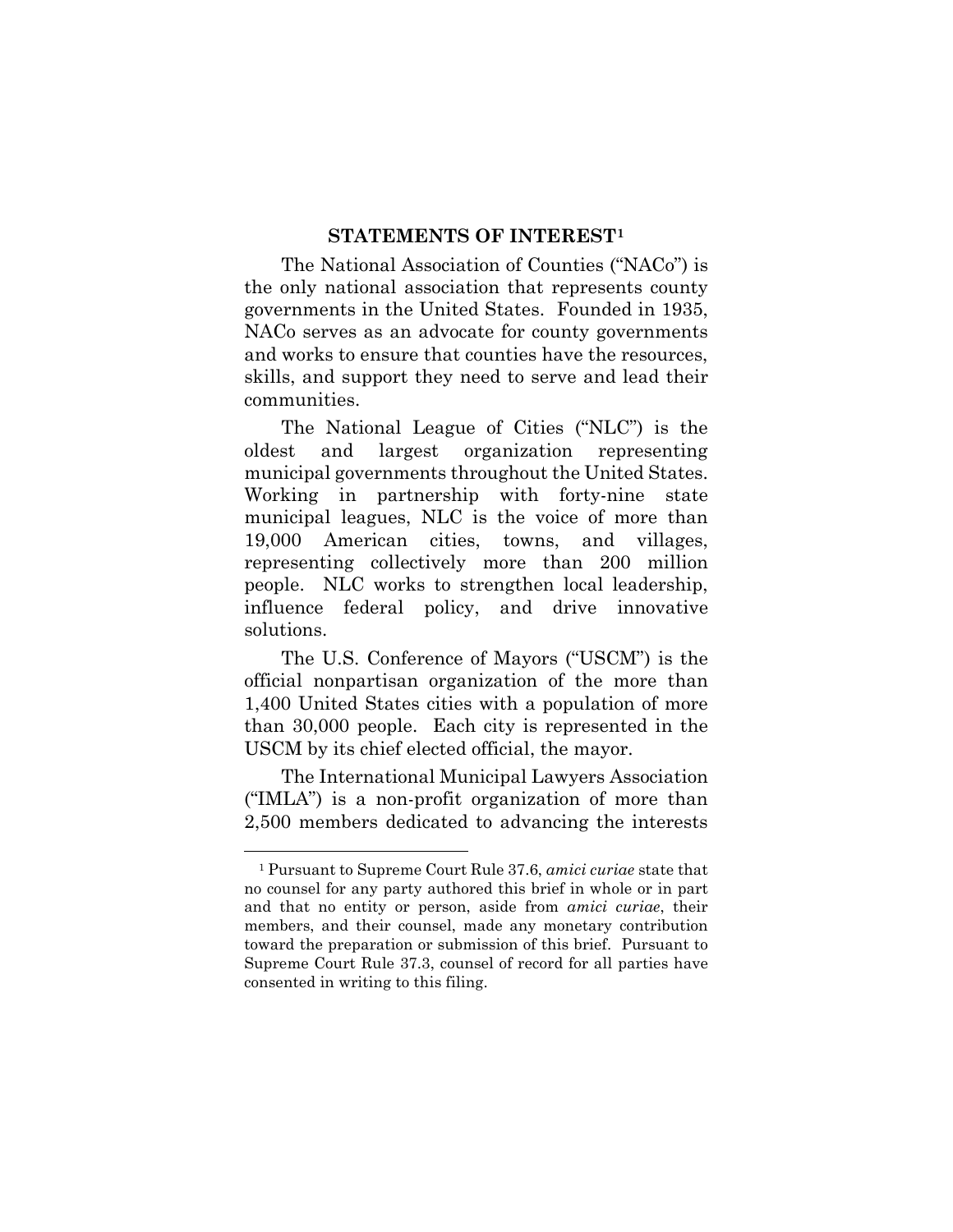## STATEMENTS OF INTEREST[1]

The National Association of Counties ("NACo") is the only national association that represents county governments in the United States. Founded in 1935, NACo serves as an advocate for county governments and works to ensure that counties have the resources, skills, and support they need to serve and lead their communities.

The National League of Cities ("NLC") is the oldest and largest organization representing municipal governments throughout the United States. Working in partnership with forty-nine state municipal leagues, NLC is the voice of more than 19,000 American cities, towns, and villages, representing collectively more than 200 million people. NLC works to strengthen local leadership, influence federal policy, and drive innovative solutions.

The U.S. Conference of Mayors ("USCM") is the official nonpartisan organization of the more than 1,400 United States cities with a population of more than 30,000 people. Each city is represented in the USCM by its chief elected official, the mayor.

The International Municipal Lawyers Association ("IMLA") is a non-profit organization of more than 2,500 members dedicated to advancing the interests

[1] Pursuant to Supreme Court Rule 37.6, *amici curiae* state that no counsel for any party authored this brief in whole or in part and that no entity or person, aside from *amici curiae*, their members, and their counsel, made any monetary contribution toward the preparation or submission of this brief. Pursuant to Supreme Court Rule 37.3, counsel of record for all parties have consented in writing to this filing.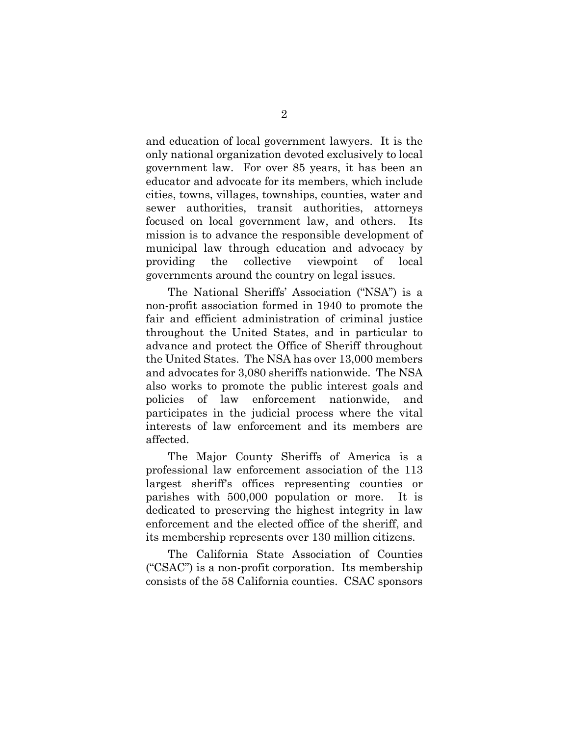and education of local government lawyers. It is the only national organization devoted exclusively to local government law. For over 85 years, it has been an educator and advocate for its members, which include cities, towns, villages, townships, counties, water and sewer authorities, transit authorities, attorneys focused on local government law, and others. Its mission is to advance the responsible development of municipal law through education and advocacy by providing the collective viewpoint of local governments around the country on legal issues.

The National Sheriffs' Association ("NSA") is a non-profit association formed in 1940 to promote the fair and efficient administration of criminal justice throughout the United States, and in particular to advance and protect the Office of Sheriff throughout the United States. The NSA has over 13,000 members and advocates for 3,080 sheriffs nationwide. The NSA also works to promote the public interest goals and policies of law enforcement nationwide, and participates in the judicial process where the vital interests of law enforcement and its members are affected.

The Major County Sheriffs of America is a professional law enforcement association of the 113 largest sheriff's offices representing counties or parishes with 500,000 population or more. It is dedicated to preserving the highest integrity in law enforcement and the elected office of the sheriff, and its membership represents over 130 million citizens.

The California State Association of Counties ("CSAC") is a non-profit corporation. Its membership consists of the 58 California counties. CSAC sponsors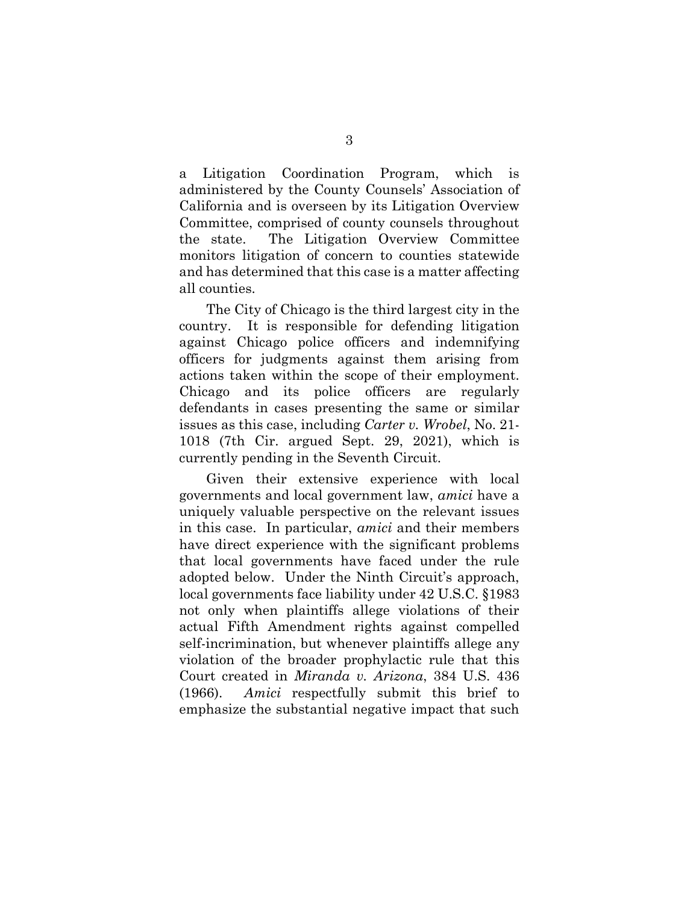a Litigation Coordination Program, which is administered by the County Counsels' Association of California and is overseen by its Litigation Overview Committee, comprised of county counsels throughout the state. The Litigation Overview Committee monitors litigation of concern to counties statewide and has determined that this case is a matter affecting all counties.

The City of Chicago is the third largest city in the country. It is responsible for defending litigation against Chicago police officers and indemnifying officers for judgments against them arising from actions taken within the scope of their employment. Chicago and its police officers are regularly defendants in cases presenting the same or similar issues as this case, including *Carter v. Wrobel*, No. 21-1018 (7th Cir. argued Sept. 29, 2021), which is currently pending in the Seventh Circuit.

Given their extensive experience with local governments and local government law, *amici* have a uniquely valuable perspective on the relevant issues in this case. In particular, *amici* and their members have direct experience with the significant problems that local governments have faced under the rule adopted below. Under the Ninth Circuit's approach, local governments face liability under 42 U.S.C. §1983 not only when plaintiffs allege violations of their actual Fifth Amendment rights against compelled self-incrimination, but whenever plaintiffs allege any violation of the broader prophylactic rule that this Court created in *Miranda v. Arizona*, 384 U.S. 436 (1966). *Amici* respectfully submit this brief to emphasize the substantial negative impact that such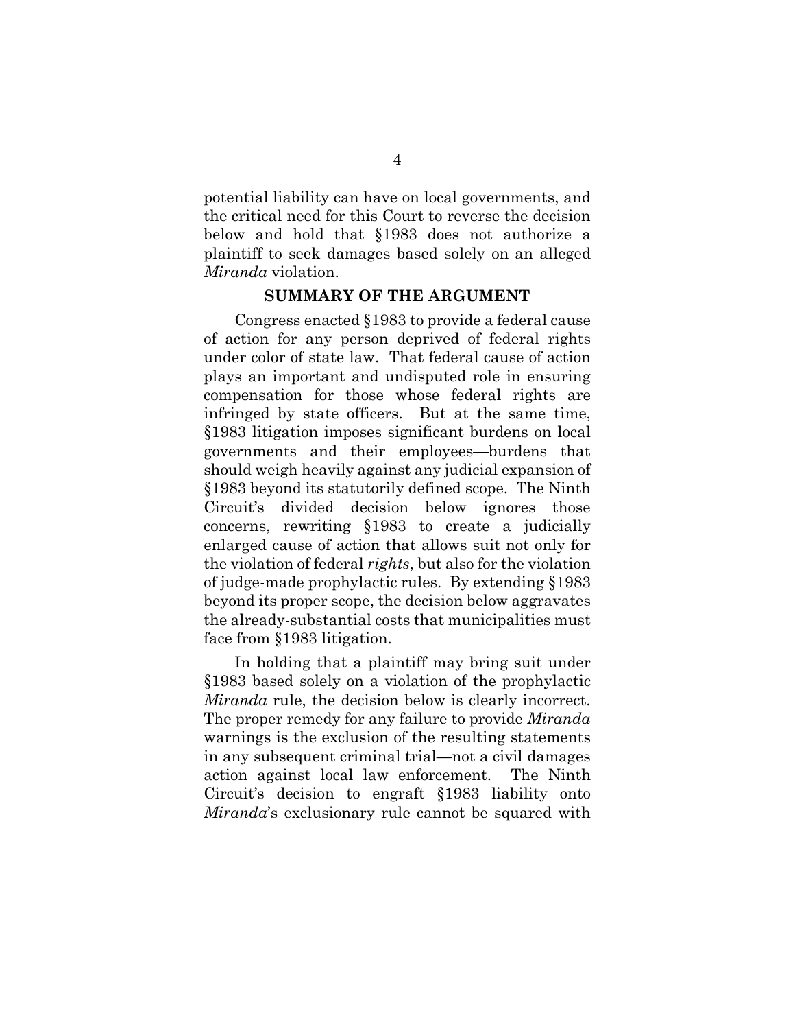potential liability can have on local governments, and the critical need for this Court to reverse the decision below and hold that §1983 does not authorize a plaintiff to seek damages based solely on an alleged *Miranda* violation.

## SUMMARY OF THE ARGUMENT

Congress enacted §1983 to provide a federal cause of action for any person deprived of federal rights under color of state law. That federal cause of action plays an important and undisputed role in ensuring compensation for those whose federal rights are infringed by state officers. But at the same time, §1983 litigation imposes significant burdens on local governments and their employees—burdens that should weigh heavily against any judicial expansion of §1983 beyond its statutorily defined scope. The Ninth Circuit's divided decision below ignores those concerns, rewriting §1983 to create a judicially enlarged cause of action that allows suit not only for the violation of federal *rights*, but also for the violation of judge-made prophylactic rules. By extending §1983 beyond its proper scope, the decision below aggravates the already-substantial costs that municipalities must face from §1983 litigation.

In holding that a plaintiff may bring suit under §1983 based solely on a violation of the prophylactic *Miranda* rule, the decision below is clearly incorrect. The proper remedy for any failure to provide *Miranda* warnings is the exclusion of the resulting statements in any subsequent criminal trial—not a civil damages action against local law enforcement. The Ninth Circuit's decision to engraft §1983 liability onto *Miranda*'s exclusionary rule cannot be squared with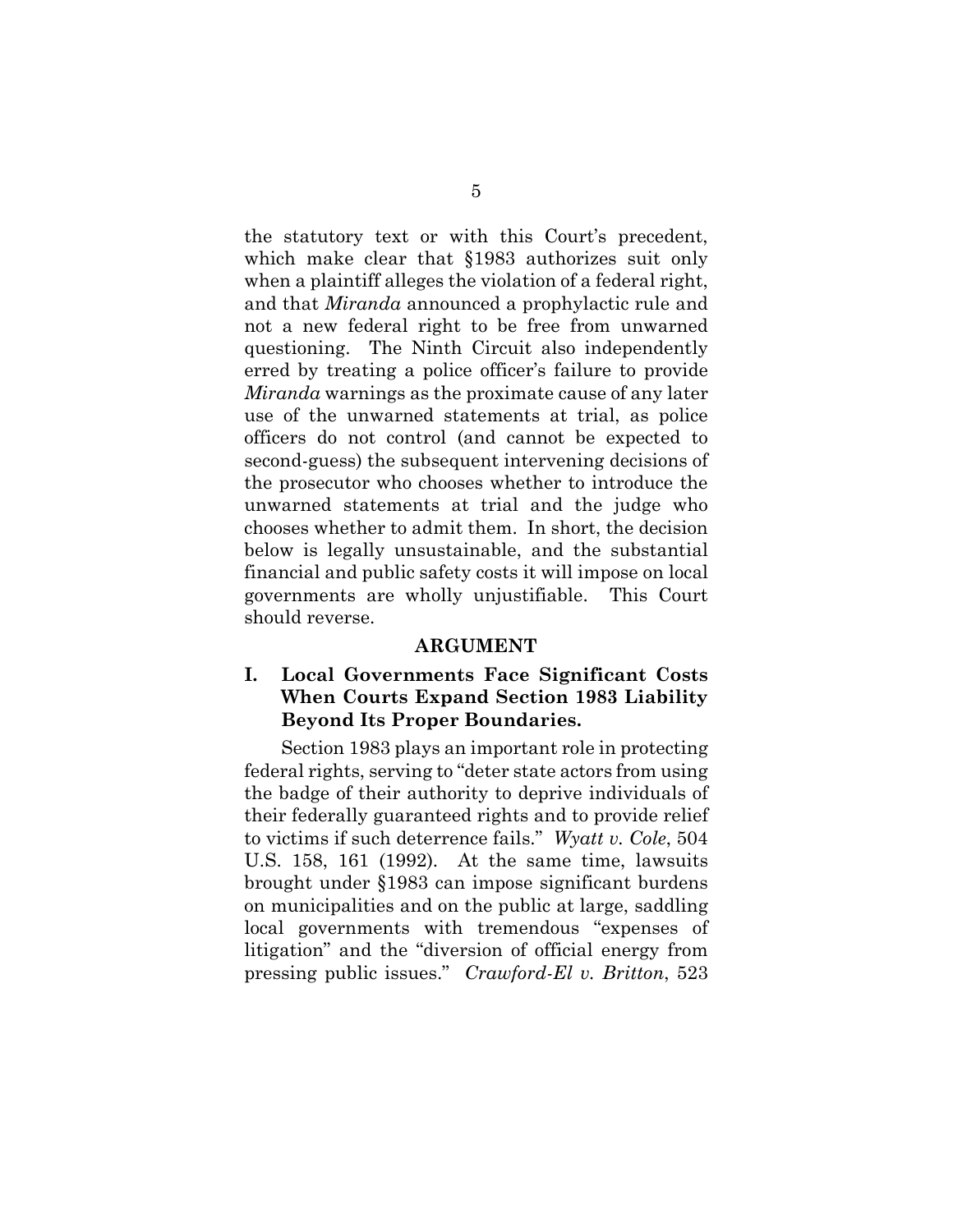the statutory text or with this Court's precedent, which make clear that §1983 authorizes suit only when a plaintiff alleges the violation of a federal right, and that *Miranda* announced a prophylactic rule and not a new federal right to be free from unwarned questioning. The Ninth Circuit also independently erred by treating a police officer's failure to provide *Miranda* warnings as the proximate cause of any later use of the unwarned statements at trial, as police officers do not control (and cannot be expected to second-guess) the subsequent intervening decisions of the prosecutor who chooses whether to introduce the unwarned statements at trial and the judge who chooses whether to admit them. In short, the decision below is legally unsustainable, and the substantial financial and public safety costs it will impose on local governments are wholly unjustifiable. This Court should reverse.

## ARGUMENT

### I. Local Governments Face Significant Costs When Courts Expand Section 1983 Liability Beyond Its Proper Boundaries.

Section 1983 plays an important role in protecting federal rights, serving to "deter state actors from using the badge of their authority to deprive individuals of their federally guaranteed rights and to provide relief to victims if such deterrence fails." *Wyatt v. Cole*, 504 U.S. 158, 161 (1992). At the same time, lawsuits brought under §1983 can impose significant burdens on municipalities and on the public at large, saddling local governments with tremendous "expenses of litigation" and the "diversion of official energy from pressing public issues." *Crawford-El v. Britton*, 523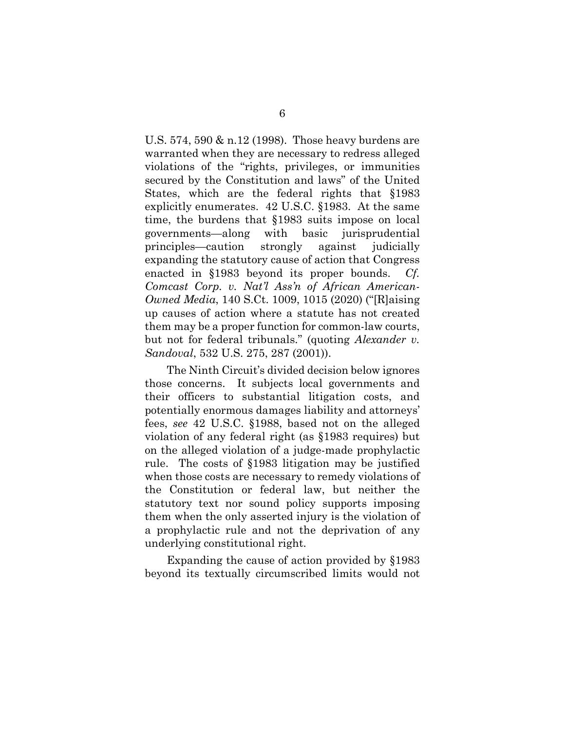U.S. 574, 590 & n.12 (1998). Those heavy burdens are warranted when they are necessary to redress alleged violations of the "rights, privileges, or immunities secured by the Constitution and laws" of the United States, which are the federal rights that §1983 explicitly enumerates. 42 U.S.C. §1983. At the same time, the burdens that §1983 suits impose on local governments—along with basic jurisprudential principles—caution strongly against judicially expanding the statutory cause of action that Congress enacted in §1983 beyond its proper bounds. *Cf. Comcast Corp. v. Nat'l Ass'n of African American-Owned Media*, 140 S.Ct. 1009, 1015 (2020) ("[R]aising up causes of action where a statute has not created them may be a proper function for common-law courts, but not for federal tribunals." (quoting *Alexander v. Sandoval*, 532 U.S. 275, 287 (2001)).

The Ninth Circuit's divided decision below ignores those concerns. It subjects local governments and their officers to substantial litigation costs, and potentially enormous damages liability and attorneys' fees, *see* 42 U.S.C. §1988, based not on the alleged violation of any federal right (as §1983 requires) but on the alleged violation of a judge-made prophylactic rule. The costs of §1983 litigation may be justified when those costs are necessary to remedy violations of the Constitution or federal law, but neither the statutory text nor sound policy supports imposing them when the only asserted injury is the violation of a prophylactic rule and not the deprivation of any underlying constitutional right.

Expanding the cause of action provided by §1983 beyond its textually circumscribed limits would not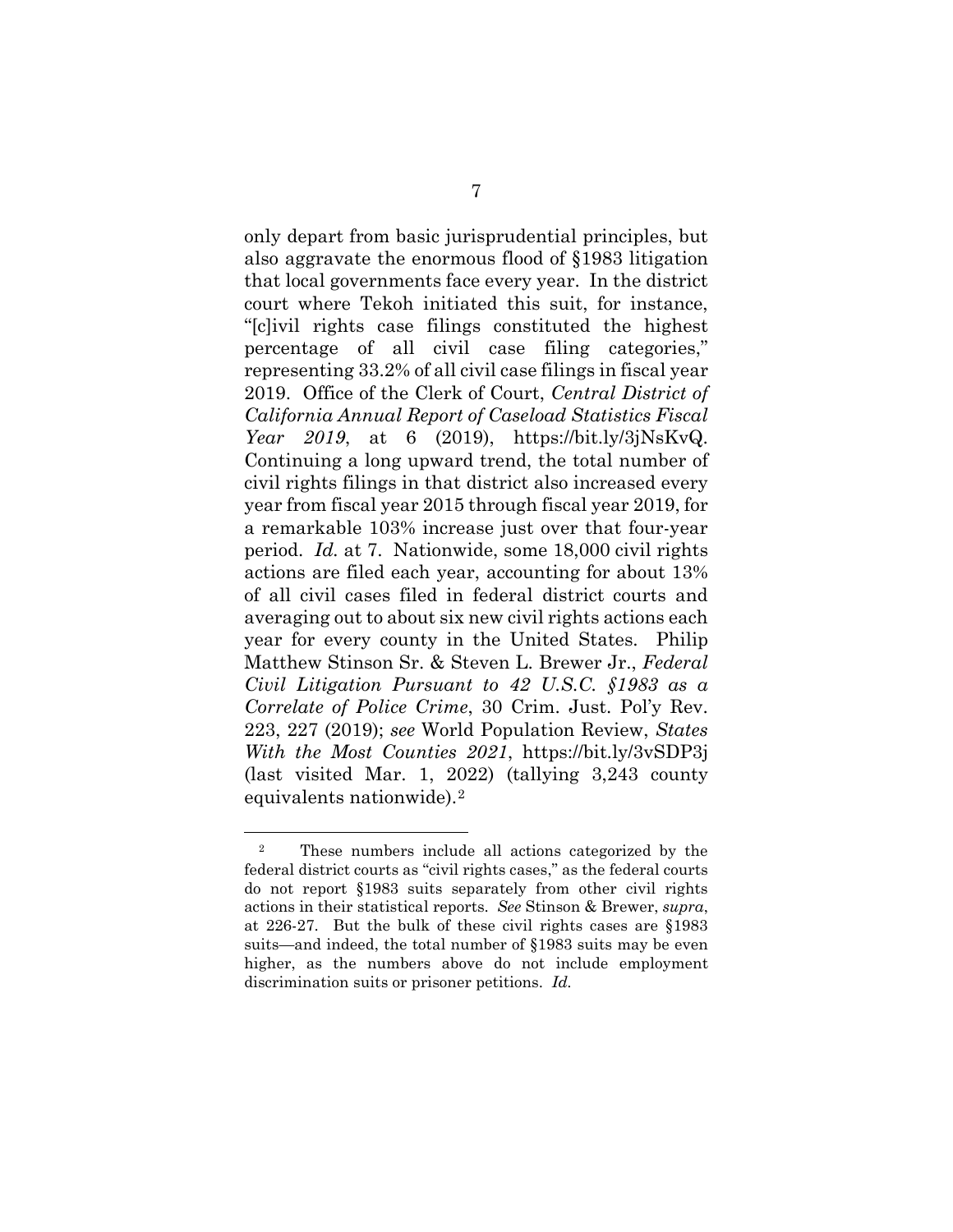only depart from basic jurisprudential principles, but also aggravate the enormous flood of §1983 litigation that local governments face every year. In the district court where Tekoh initiated this suit, for instance, "[c]ivil rights case filings constituted the highest percentage of all civil case filing categories," representing 33.2% of all civil case filings in fiscal year 2019. Office of the Clerk of Court, *Central District of California Annual Report of Caseload Statistics Fiscal Year 2019*, at 6 (2019), https://bit.ly/3jNsKvQ. Continuing a long upward trend, the total number of civil rights filings in that district also increased every year from fiscal year 2015 through fiscal year 2019, for a remarkable 103% increase just over that four-year period. *Id.* at 7. Nationwide, some 18,000 civil rights actions are filed each year, accounting for about 13% of all civil cases filed in federal district courts and averaging out to about six new civil rights actions each year for every county in the United States. Philip Matthew Stinson Sr. & Steven L. Brewer Jr., *Federal Civil Litigation Pursuant to 42 U.S.C. §1983 as a Correlate of Police Crime*, 30 Crim. Just. Pol'y Rev. 223, 227 (2019); *see* World Population Review, *States With the Most Counties 2021*, https://bit.ly/3vSDP3j (last visited Mar. 1, 2022) (tallying 3,243 county equivalents nationwide).[2]

---

[2] These numbers include all actions categorized by the federal district courts as "civil rights cases," as the federal courts do not report §1983 suits separately from other civil rights actions in their statistical reports. *See* Stinson & Brewer, *supra*, at 226-27. But the bulk of these civil rights cases are §1983 suits—and indeed, the total number of §1983 suits may be even higher, as the numbers above do not include employment discrimination suits or prisoner petitions. *Id.*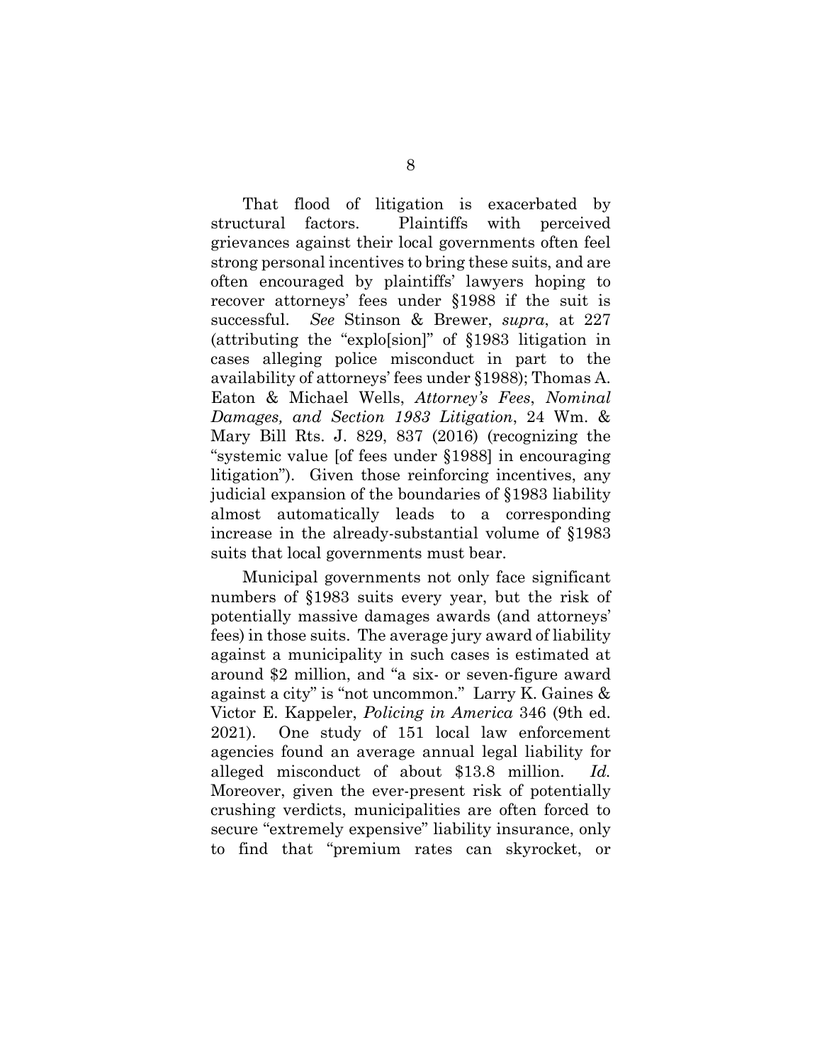That flood of litigation is exacerbated by structural factors. Plaintiffs with perceived grievances against their local governments often feel strong personal incentives to bring these suits, and are often encouraged by plaintiffs' lawyers hoping to recover attorneys' fees under §1988 if the suit is successful. *See* Stinson & Brewer, *supra*, at 227 (attributing the "explo[sion]" of §1983 litigation in cases alleging police misconduct in part to the availability of attorneys' fees under §1988); Thomas A. Eaton & Michael Wells, *Attorney's Fees*, *Nominal Damages, and Section 1983 Litigation*, 24 Wm. & Mary Bill Rts. J. 829, 837 (2016) (recognizing the "systemic value [of fees under §1988] in encouraging litigation"). Given those reinforcing incentives, any judicial expansion of the boundaries of §1983 liability almost automatically leads to a corresponding increase in the already-substantial volume of §1983 suits that local governments must bear.

Municipal governments not only face significant numbers of §1983 suits every year, but the risk of potentially massive damages awards (and attorneys' fees) in those suits. The average jury award of liability against a municipality in such cases is estimated at around $2 million, and "a six- or seven-figure award against a city" is "not uncommon." Larry K. Gaines & Victor E. Kappeler, *Policing in America* 346 (9th ed. 2021). One study of 151 local law enforcement agencies found an average annual legal liability for alleged misconduct of about $13.8 million. *Id.* Moreover, given the ever-present risk of potentially crushing verdicts, municipalities are often forced to secure "extremely expensive" liability insurance, only to find that "premium rates can skyrocket, or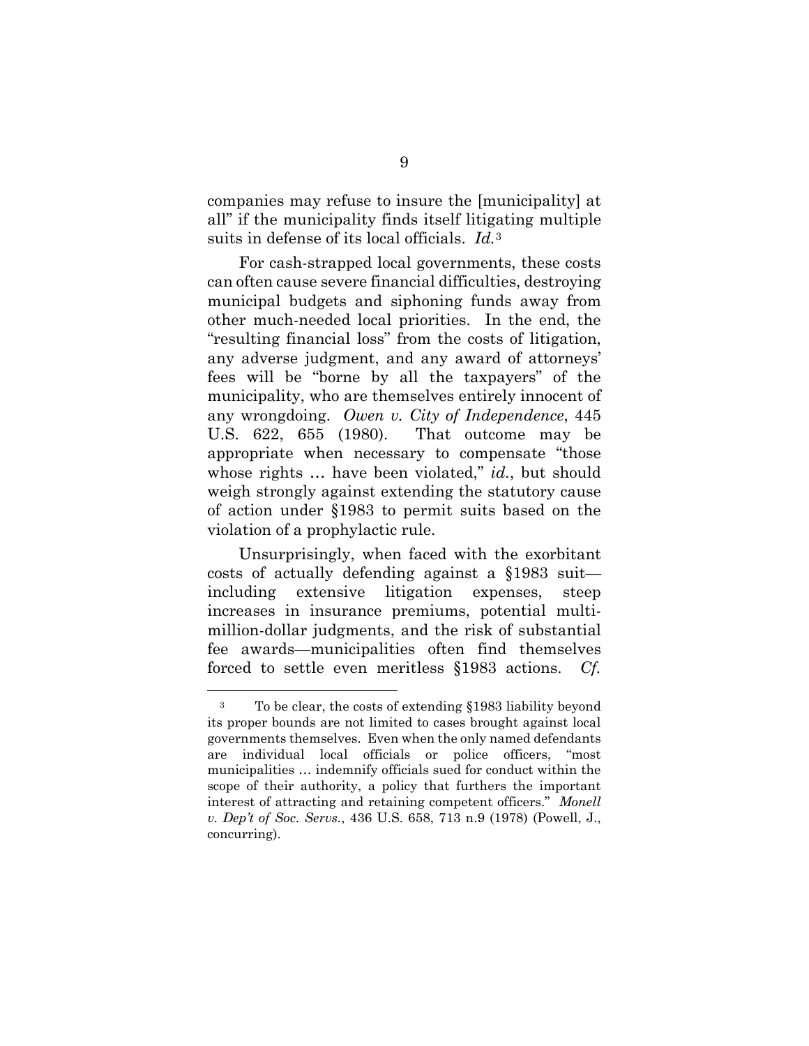companies may refuse to insure the [municipality] at all" if the municipality finds itself litigating multiple suits in defense of its local officials. *Id.*[3]

For cash-strapped local governments, these costs can often cause severe financial difficulties, destroying municipal budgets and siphoning funds away from other much-needed local priorities. In the end, the "resulting financial loss" from the costs of litigation, any adverse judgment, and any award of attorneys' fees will be "borne by all the taxpayers" of the municipality, who are themselves entirely innocent of any wrongdoing. *Owen v. City of Independence*, 445 U.S. 622, 655 (1980). That outcome may be appropriate when necessary to compensate "those whose rights … have been violated," *id.*, but should weigh strongly against extending the statutory cause of action under §1983 to permit suits based on the violation of a prophylactic rule.

Unsurprisingly, when faced with the exorbitant costs of actually defending against a §1983 suit—including extensive litigation expenses, steep increases in insurance premiums, potential multi-million-dollar judgments, and the risk of substantial fee awards—municipalities often find themselves forced to settle even meritless §1983 actions. *Cf.*

---

[3] To be clear, the costs of extending §1983 liability beyond its proper bounds are not limited to cases brought against local governments themselves. Even when the only named defendants are individual local officials or police officers, "most municipalities … indemnify officials sued for conduct within the scope of their authority, a policy that furthers the important interest of attracting and retaining competent officers." *Monell v. Dep't of Soc. Servs.*, 436 U.S. 658, 713 n.9 (1978) (Powell, J., concurring).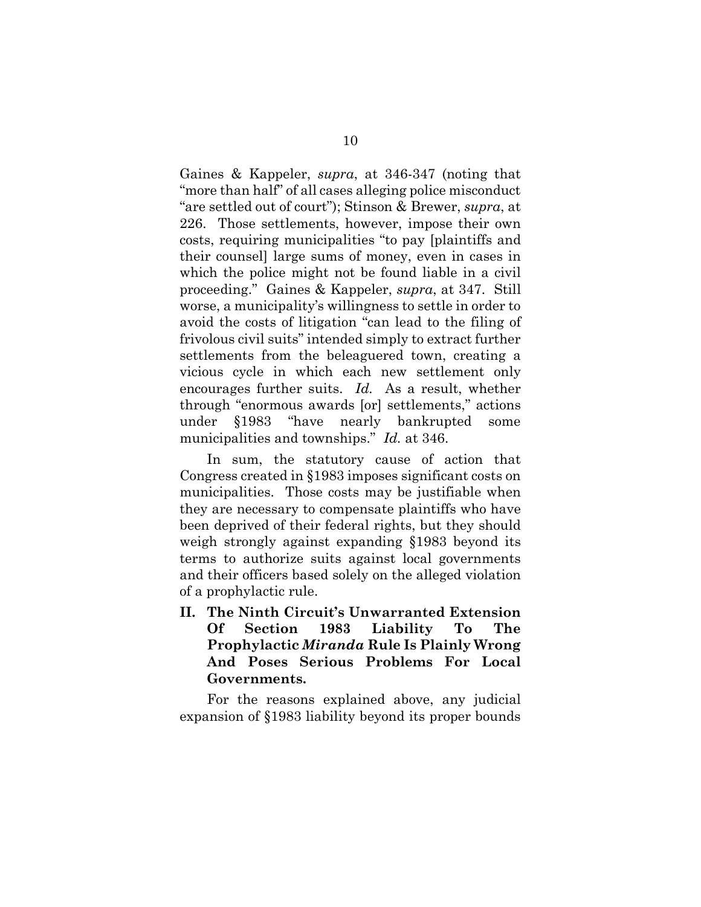Gaines & Kappeler, *supra*, at 346-347 (noting that "more than half" of all cases alleging police misconduct "are settled out of court"); Stinson & Brewer, *supra*, at 226. Those settlements, however, impose their own costs, requiring municipalities "to pay [plaintiffs and their counsel] large sums of money, even in cases in which the police might not be found liable in a civil proceeding." Gaines & Kappeler, *supra*, at 347. Still worse, a municipality's willingness to settle in order to avoid the costs of litigation "can lead to the filing of frivolous civil suits" intended simply to extract further settlements from the beleaguered town, creating a vicious cycle in which each new settlement only encourages further suits. *Id.* As a result, whether through "enormous awards [or] settlements," actions under §1983 "have nearly bankrupted some municipalities and townships." *Id.* at 346.

In sum, the statutory cause of action that Congress created in §1983 imposes significant costs on municipalities. Those costs may be justifiable when they are necessary to compensate plaintiffs who have been deprived of their federal rights, but they should weigh strongly against expanding §1983 beyond its terms to authorize suits against local governments and their officers based solely on the alleged violation of a prophylactic rule.

## II. The Ninth Circuit's Unwarranted Extension Of Section 1983 Liability To The Prophylactic *Miranda* Rule Is Plainly Wrong And Poses Serious Problems For Local Governments.

For the reasons explained above, any judicial expansion of §1983 liability beyond its proper bounds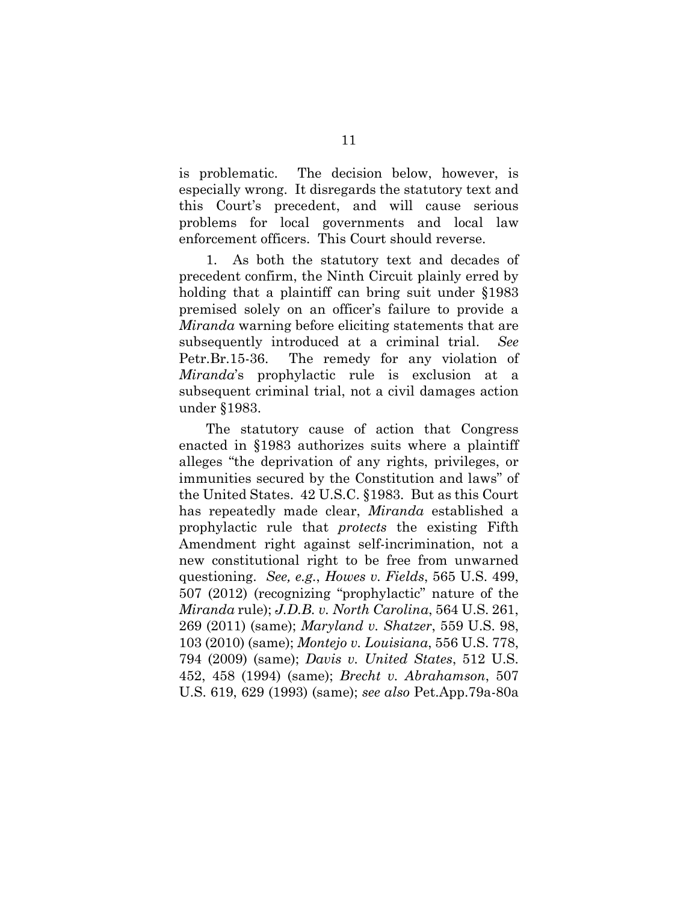is problematic. The decision below, however, is especially wrong. It disregards the statutory text and this Court's precedent, and will cause serious problems for local governments and local law enforcement officers. This Court should reverse.

1. As both the statutory text and decades of precedent confirm, the Ninth Circuit plainly erred by holding that a plaintiff can bring suit under §1983 premised solely on an officer's failure to provide a *Miranda* warning before eliciting statements that are subsequently introduced at a criminal trial. *See* Petr.Br.15-36. The remedy for any violation of *Miranda*'s prophylactic rule is exclusion at a subsequent criminal trial, not a civil damages action under §1983.

The statutory cause of action that Congress enacted in §1983 authorizes suits where a plaintiff alleges "the deprivation of any rights, privileges, or immunities secured by the Constitution and laws" of the United States. 42 U.S.C. §1983. But as this Court has repeatedly made clear, *Miranda* established a prophylactic rule that *protects* the existing Fifth Amendment right against self-incrimination, not a new constitutional right to be free from unwarned questioning. *See, e.g.*, *Howes v. Fields*, 565 U.S. 499, 507 (2012) (recognizing "prophylactic" nature of the *Miranda* rule); *J.D.B. v. North Carolina*, 564 U.S. 261, 269 (2011) (same); *Maryland v. Shatzer*, 559 U.S. 98, 103 (2010) (same); *Montejo v. Louisiana*, 556 U.S. 778, 794 (2009) (same); *Davis v. United States*, 512 U.S. 452, 458 (1994) (same); *Brecht v. Abrahamson*, 507 U.S. 619, 629 (1993) (same); *see also* Pet.App.79a-80a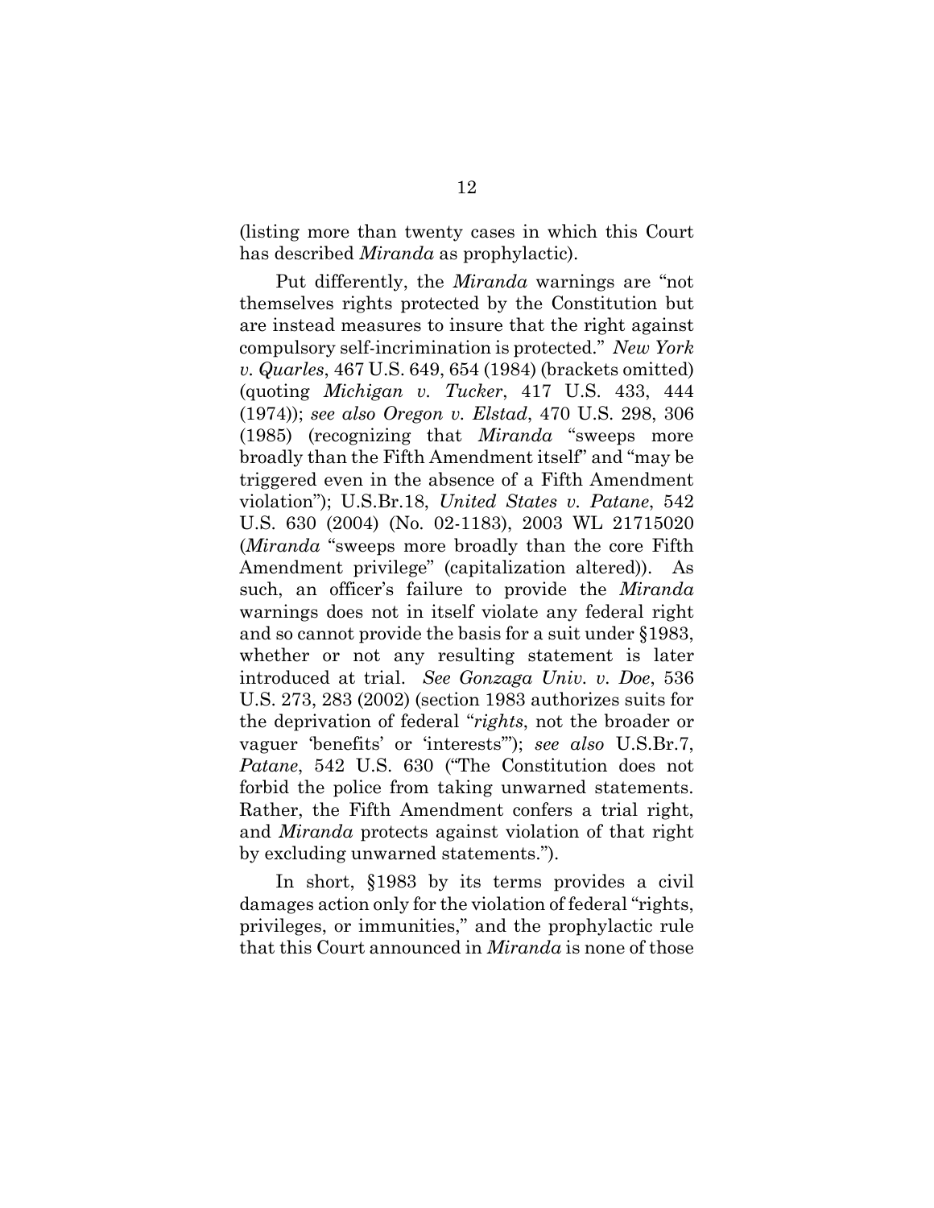(listing more than twenty cases in which this Court has described *Miranda* as prophylactic).

Put differently, the *Miranda* warnings are "not themselves rights protected by the Constitution but are instead measures to insure that the right against compulsory self-incrimination is protected." *New York v. Quarles*, 467 U.S. 649, 654 (1984) (brackets omitted) (quoting *Michigan v. Tucker*, 417 U.S. 433, 444 (1974)); *see also Oregon v. Elstad*, 470 U.S. 298, 306 (1985) (recognizing that *Miranda* "sweeps more broadly than the Fifth Amendment itself" and "may be triggered even in the absence of a Fifth Amendment violation"); U.S.Br.18, *United States v. Patane*, 542 U.S. 630 (2004) (No. 02-1183), 2003 WL 21715020 (*Miranda* "sweeps more broadly than the core Fifth Amendment privilege" (capitalization altered)). As such, an officer's failure to provide the *Miranda* warnings does not in itself violate any federal right and so cannot provide the basis for a suit under §1983, whether or not any resulting statement is later introduced at trial. *See Gonzaga Univ. v. Doe*, 536 U.S. 273, 283 (2002) (section 1983 authorizes suits for the deprivation of federal "*rights*, not the broader or vaguer 'benefits' or 'interests'"); *see also* U.S.Br.7, *Patane*, 542 U.S. 630 ("The Constitution does not forbid the police from taking unwarned statements. Rather, the Fifth Amendment confers a trial right, and *Miranda* protects against violation of that right by excluding unwarned statements.").

In short, §1983 by its terms provides a civil damages action only for the violation of federal "rights, privileges, or immunities," and the prophylactic rule that this Court announced in *Miranda* is none of those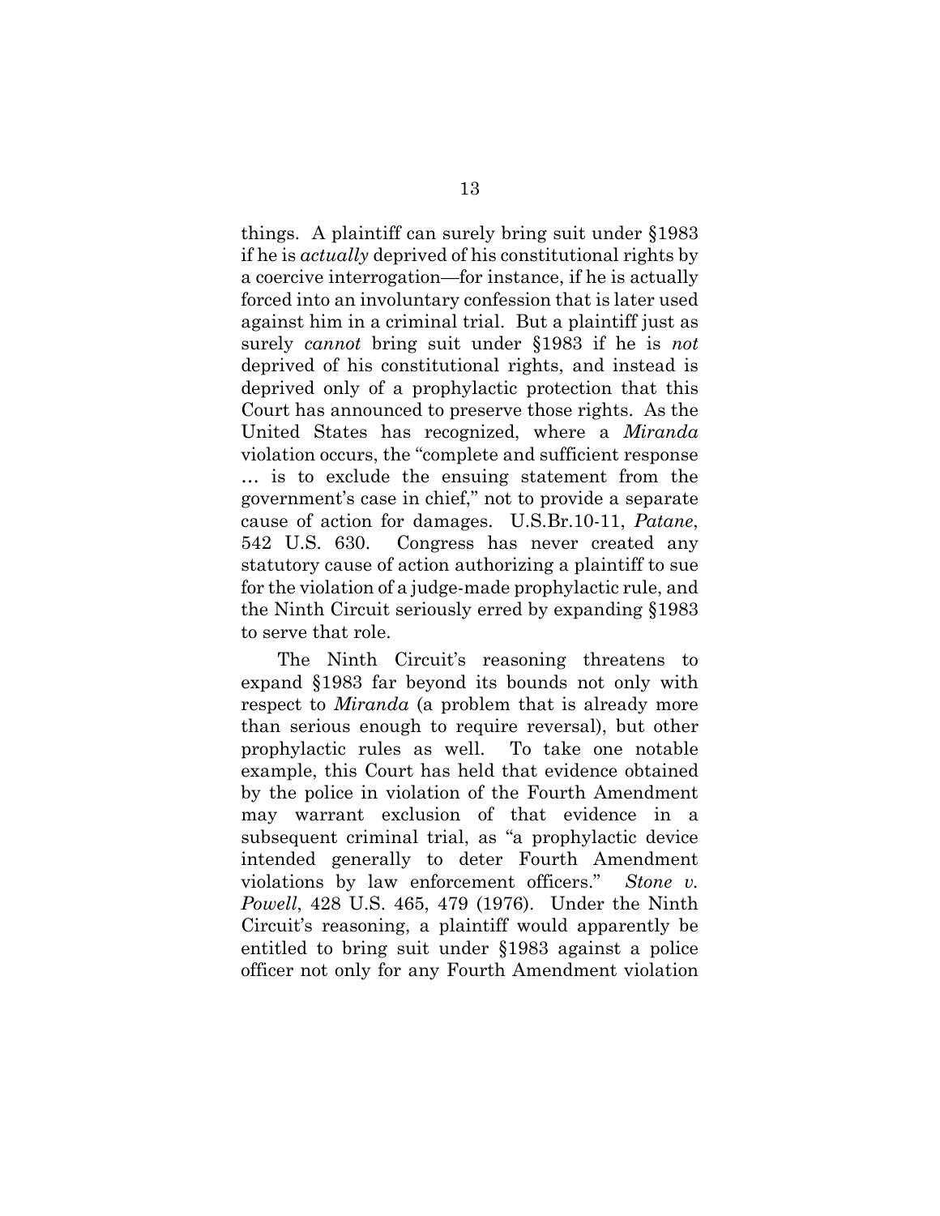things. A plaintiff can surely bring suit under §1983 if he is *actually* deprived of his constitutional rights by a coercive interrogation—for instance, if he is actually forced into an involuntary confession that is later used against him in a criminal trial. But a plaintiff just as surely *cannot* bring suit under §1983 if he is *not* deprived of his constitutional rights, and instead is deprived only of a prophylactic protection that this Court has announced to preserve those rights. As the United States has recognized, where a *Miranda* violation occurs, the "complete and sufficient response … is to exclude the ensuing statement from the government's case in chief," not to provide a separate cause of action for damages. U.S.Br.10-11, *Patane*, 542 U.S. 630. Congress has never created any statutory cause of action authorizing a plaintiff to sue for the violation of a judge-made prophylactic rule, and the Ninth Circuit seriously erred by expanding §1983 to serve that role.

The Ninth Circuit's reasoning threatens to expand §1983 far beyond its bounds not only with respect to *Miranda* (a problem that is already more than serious enough to require reversal), but other prophylactic rules as well. To take one notable example, this Court has held that evidence obtained by the police in violation of the Fourth Amendment may warrant exclusion of that evidence in a subsequent criminal trial, as "a prophylactic device intended generally to deter Fourth Amendment violations by law enforcement officers." *Stone v. Powell*, 428 U.S. 465, 479 (1976). Under the Ninth Circuit's reasoning, a plaintiff would apparently be entitled to bring suit under §1983 against a police officer not only for any Fourth Amendment violation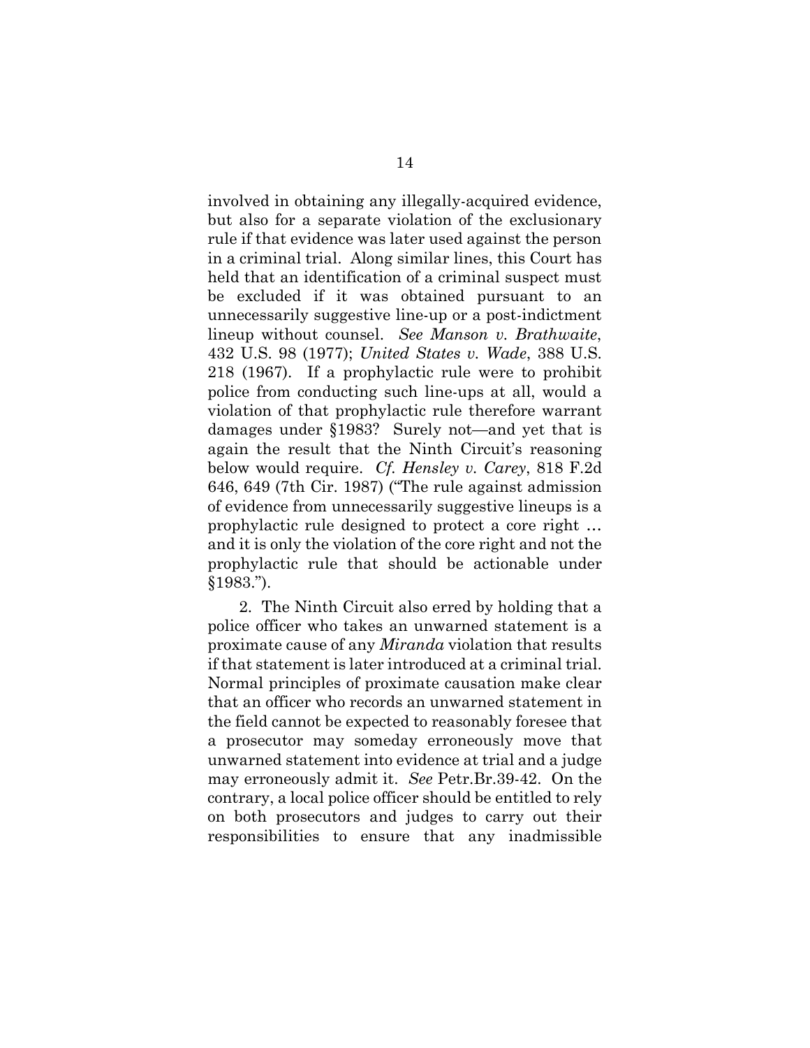involved in obtaining any illegally-acquired evidence, but also for a separate violation of the exclusionary rule if that evidence was later used against the person in a criminal trial. Along similar lines, this Court has held that an identification of a criminal suspect must be excluded if it was obtained pursuant to an unnecessarily suggestive line-up or a post-indictment lineup without counsel. *See Manson v. Brathwaite*, 432 U.S. 98 (1977); *United States v. Wade*, 388 U.S. 218 (1967). If a prophylactic rule were to prohibit police from conducting such line-ups at all, would a violation of that prophylactic rule therefore warrant damages under §1983? Surely not—and yet that is again the result that the Ninth Circuit's reasoning below would require. *Cf. Hensley v. Carey*, 818 F.2d 646, 649 (7th Cir. 1987) ("The rule against admission of evidence from unnecessarily suggestive lineups is a prophylactic rule designed to protect a core right … and it is only the violation of the core right and not the prophylactic rule that should be actionable under §1983.").

2. The Ninth Circuit also erred by holding that a police officer who takes an unwarned statement is a proximate cause of any *Miranda* violation that results if that statement is later introduced at a criminal trial. Normal principles of proximate causation make clear that an officer who records an unwarned statement in the field cannot be expected to reasonably foresee that a prosecutor may someday erroneously move that unwarned statement into evidence at trial and a judge may erroneously admit it. *See* Petr.Br.39-42. On the contrary, a local police officer should be entitled to rely on both prosecutors and judges to carry out their responsibilities to ensure that any inadmissible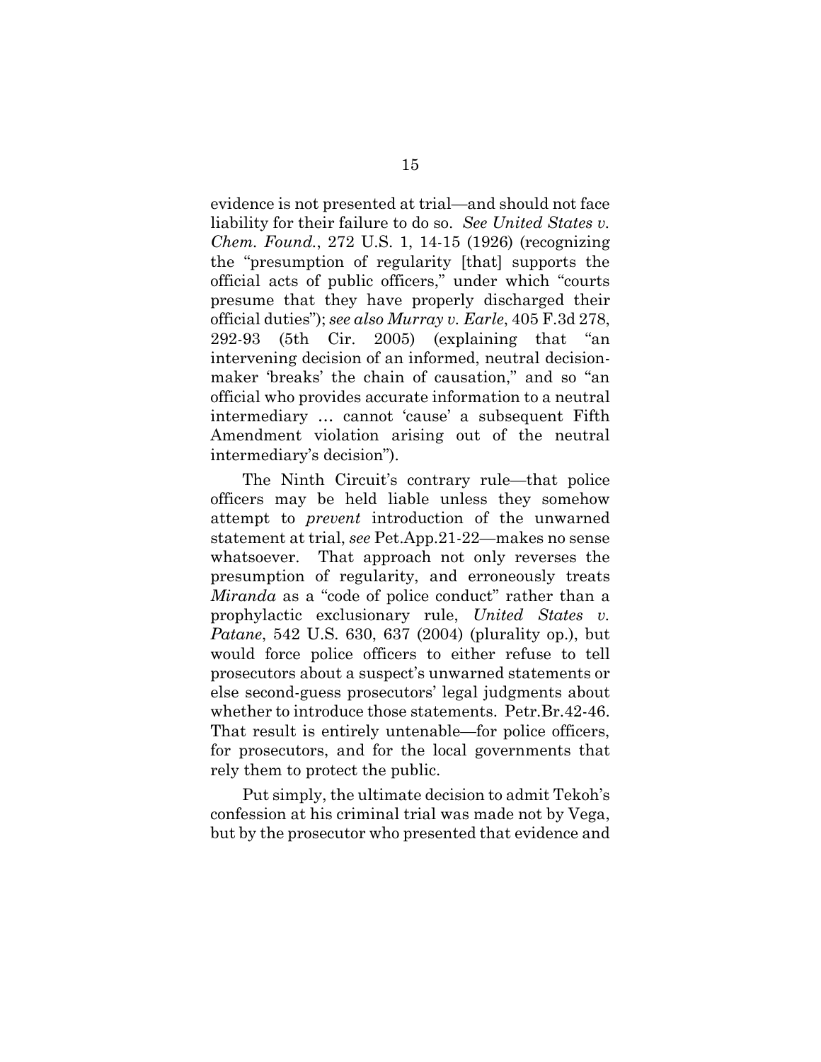evidence is not presented at trial—and should not face liability for their failure to do so. *See United States v. Chem. Found.*, 272 U.S. 1, 14-15 (1926) (recognizing the "presumption of regularity [that] supports the official acts of public officers," under which "courts presume that they have properly discharged their official duties"); *see also Murray v. Earle*, 405 F.3d 278, 292-93 (5th Cir. 2005) (explaining that "an intervening decision of an informed, neutral decision-maker 'breaks' the chain of causation," and so "an official who provides accurate information to a neutral intermediary … cannot 'cause' a subsequent Fifth Amendment violation arising out of the neutral intermediary's decision").

The Ninth Circuit's contrary rule—that police officers may be held liable unless they somehow attempt to *prevent* introduction of the unwarned statement at trial, *see* Pet.App.21-22—makes no sense whatsoever. That approach not only reverses the presumption of regularity, and erroneously treats *Miranda* as a "code of police conduct" rather than a prophylactic exclusionary rule, *United States v. Patane*, 542 U.S. 630, 637 (2004) (plurality op.), but would force police officers to either refuse to tell prosecutors about a suspect's unwarned statements or else second-guess prosecutors' legal judgments about whether to introduce those statements. Petr.Br.42-46. That result is entirely untenable—for police officers, for prosecutors, and for the local governments that rely them to protect the public.

Put simply, the ultimate decision to admit Tekoh's confession at his criminal trial was made not by Vega, but by the prosecutor who presented that evidence and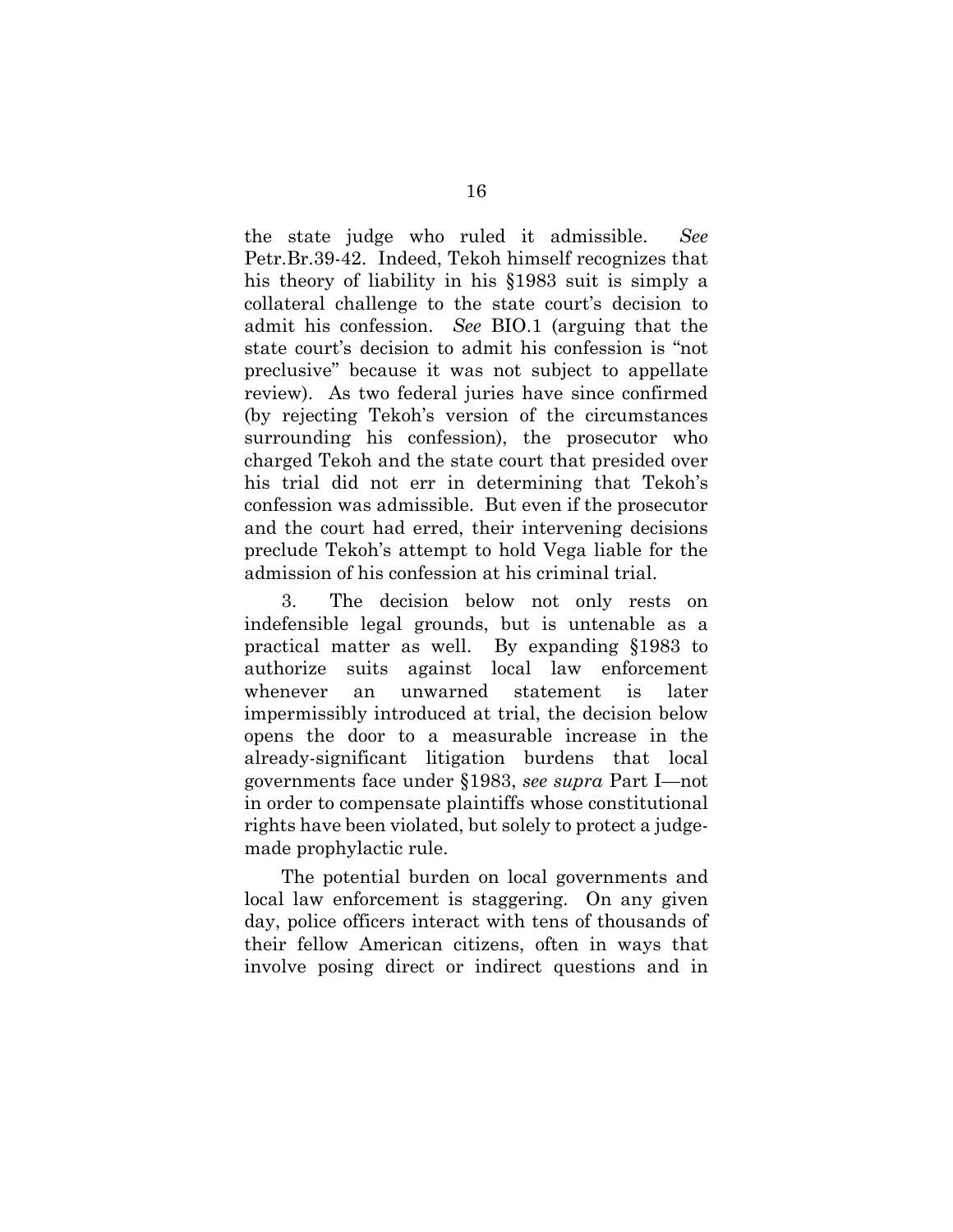the state judge who ruled it admissible. *See* Petr.Br.39-42. Indeed, Tekoh himself recognizes that his theory of liability in his §1983 suit is simply a collateral challenge to the state court's decision to admit his confession. *See* BIO.1 (arguing that the state court's decision to admit his confession is "not preclusive" because it was not subject to appellate review). As two federal juries have since confirmed (by rejecting Tekoh's version of the circumstances surrounding his confession), the prosecutor who charged Tekoh and the state court that presided over his trial did not err in determining that Tekoh's confession was admissible. But even if the prosecutor and the court had erred, their intervening decisions preclude Tekoh's attempt to hold Vega liable for the admission of his confession at his criminal trial.

3. The decision below not only rests on indefensible legal grounds, but is untenable as a practical matter as well. By expanding §1983 to authorize suits against local law enforcement whenever an unwarned statement is later impermissibly introduced at trial, the decision below opens the door to a measurable increase in the already-significant litigation burdens that local governments face under §1983, *see supra* Part I—not in order to compensate plaintiffs whose constitutional rights have been violated, but solely to protect a judge-made prophylactic rule.

The potential burden on local governments and local law enforcement is staggering. On any given day, police officers interact with tens of thousands of their fellow American citizens, often in ways that involve posing direct or indirect questions and in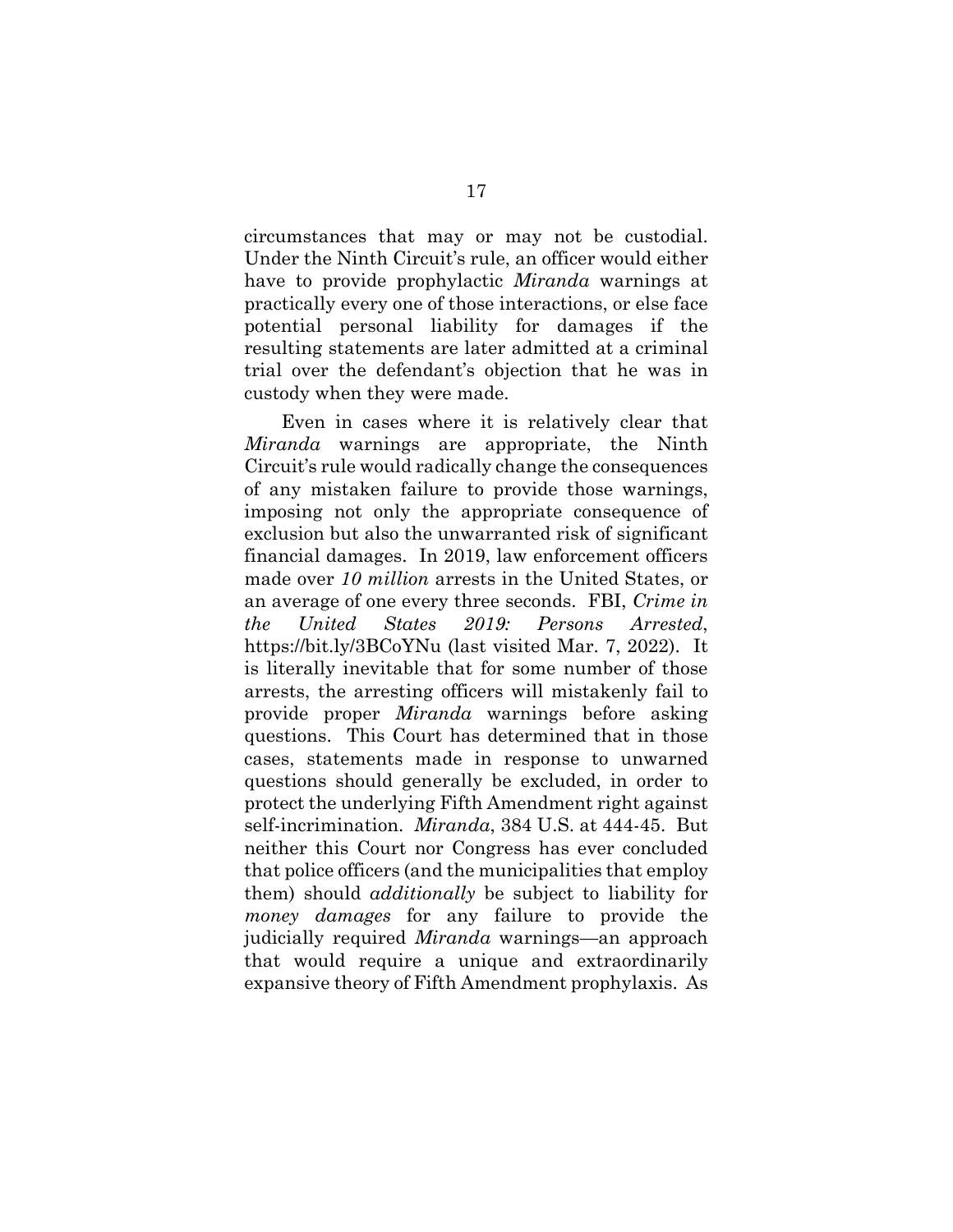circumstances that may or may not be custodial. Under the Ninth Circuit's rule, an officer would either have to provide prophylactic *Miranda* warnings at practically every one of those interactions, or else face potential personal liability for damages if the resulting statements are later admitted at a criminal trial over the defendant's objection that he was in custody when they were made.

Even in cases where it is relatively clear that *Miranda* warnings are appropriate, the Ninth Circuit's rule would radically change the consequences of any mistaken failure to provide those warnings, imposing not only the appropriate consequence of exclusion but also the unwarranted risk of significant financial damages. In 2019, law enforcement officers made over *10 million* arrests in the United States, or an average of one every three seconds. FBI, *Crime in the United States 2019: Persons Arrested*, https://bit.ly/3BCoYNu (last visited Mar. 7, 2022). It is literally inevitable that for some number of those arrests, the arresting officers will mistakenly fail to provide proper *Miranda* warnings before asking questions. This Court has determined that in those cases, statements made in response to unwarned questions should generally be excluded, in order to protect the underlying Fifth Amendment right against self-incrimination. *Miranda*, 384 U.S. at 444-45. But neither this Court nor Congress has ever concluded that police officers (and the municipalities that employ them) should *additionally* be subject to liability for *money damages* for any failure to provide the judicially required *Miranda* warnings—an approach that would require a unique and extraordinarily expansive theory of Fifth Amendment prophylaxis. As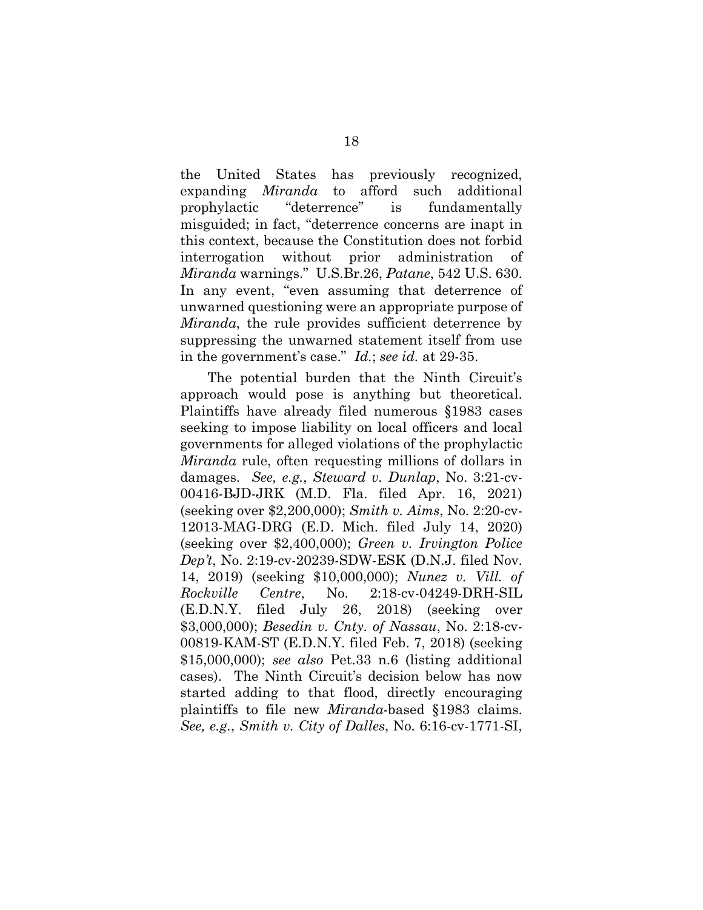the United States has previously recognized, expanding *Miranda* to afford such additional prophylactic "deterrence" is fundamentally misguided; in fact, "deterrence concerns are inapt in this context, because the Constitution does not forbid interrogation without prior administration of *Miranda* warnings." U.S.Br.26, *Patane*, 542 U.S. 630. In any event, "even assuming that deterrence of unwarned questioning were an appropriate purpose of *Miranda*, the rule provides sufficient deterrence by suppressing the unwarned statement itself from use in the government's case." *Id.*; *see id.* at 29-35.

The potential burden that the Ninth Circuit's approach would pose is anything but theoretical. Plaintiffs have already filed numerous §1983 cases seeking to impose liability on local officers and local governments for alleged violations of the prophylactic *Miranda* rule, often requesting millions of dollars in damages. *See, e.g.*, *Steward v. Dunlap*, No. 3:21-cv-00416-BJD-JRK (M.D. Fla. filed Apr. 16, 2021) (seeking over $2,200,000); *Smith v. Aims*, No. 2:20-cv-12013-MAG-DRG (E.D. Mich. filed July 14, 2020) (seeking over $2,400,000); *Green v. Irvington Police Dep't*, No. 2:19-cv-20239-SDW-ESK (D.N.J. filed Nov. 14, 2019) (seeking $10,000,000); *Nunez v. Vill. of Rockville Centre*, No. 2:18-cv-04249-DRH-SIL (E.D.N.Y. filed July 26, 2018) (seeking over $3,000,000); *Besedin v. Cnty. of Nassau*, No. 2:18-cv-00819-KAM-ST (E.D.N.Y. filed Feb. 7, 2018) (seeking $15,000,000); *see also* Pet.33 n.6 (listing additional cases). The Ninth Circuit's decision below has now started adding to that flood, directly encouraging plaintiffs to file new *Miranda*-based §1983 claims. *See, e.g.*, *Smith v. City of Dalles*, No. 6:16-cv-1771-SI,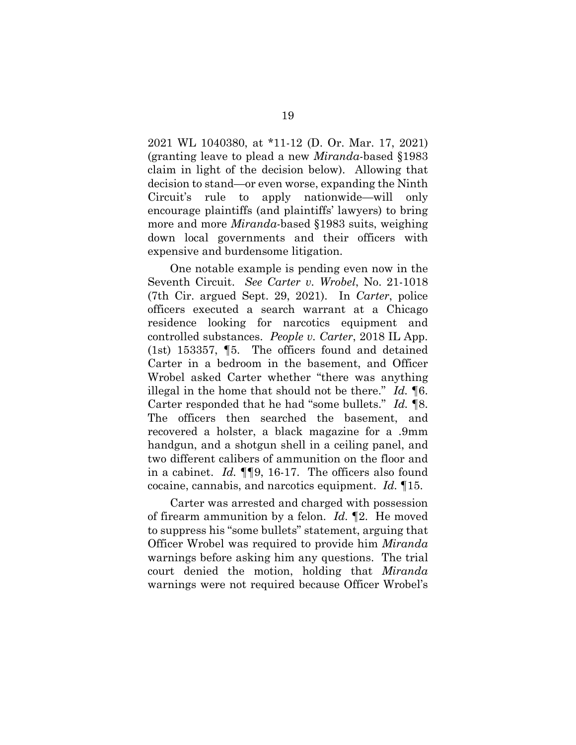2021 WL 1040380, at *11-12 (D. Or. Mar. 17, 2021) (granting leave to plead a new *Miranda*-based §1983 claim in light of the decision below). Allowing that decision to stand—or even worse, expanding the Ninth Circuit's rule to apply nationwide—will only encourage plaintiffs (and plaintiffs' lawyers) to bring more and more *Miranda*-based §1983 suits, weighing down local governments and their officers with expensive and burdensome litigation.

One notable example is pending even now in the Seventh Circuit. *See Carter v. Wrobel*, No. 21-1018 (7th Cir. argued Sept. 29, 2021). In *Carter*, police officers executed a search warrant at a Chicago residence looking for narcotics equipment and controlled substances. *People v. Carter*, 2018 IL App. (1st) 153357, ¶5. The officers found and detained Carter in a bedroom in the basement, and Officer Wrobel asked Carter whether "there was anything illegal in the home that should not be there." *Id.* ¶6. Carter responded that he had "some bullets." *Id.* ¶8. The officers then searched the basement, and recovered a holster, a black magazine for a .9mm handgun, and a shotgun shell in a ceiling panel, and two different calibers of ammunition on the floor and in a cabinet. *Id.* ¶¶9, 16-17. The officers also found cocaine, cannabis, and narcotics equipment. *Id.* ¶15.

Carter was arrested and charged with possession of firearm ammunition by a felon. *Id.* ¶2. He moved to suppress his "some bullets" statement, arguing that Officer Wrobel was required to provide him *Miranda* warnings before asking him any questions. The trial court denied the motion, holding that *Miranda* warnings were not required because Officer Wrobel's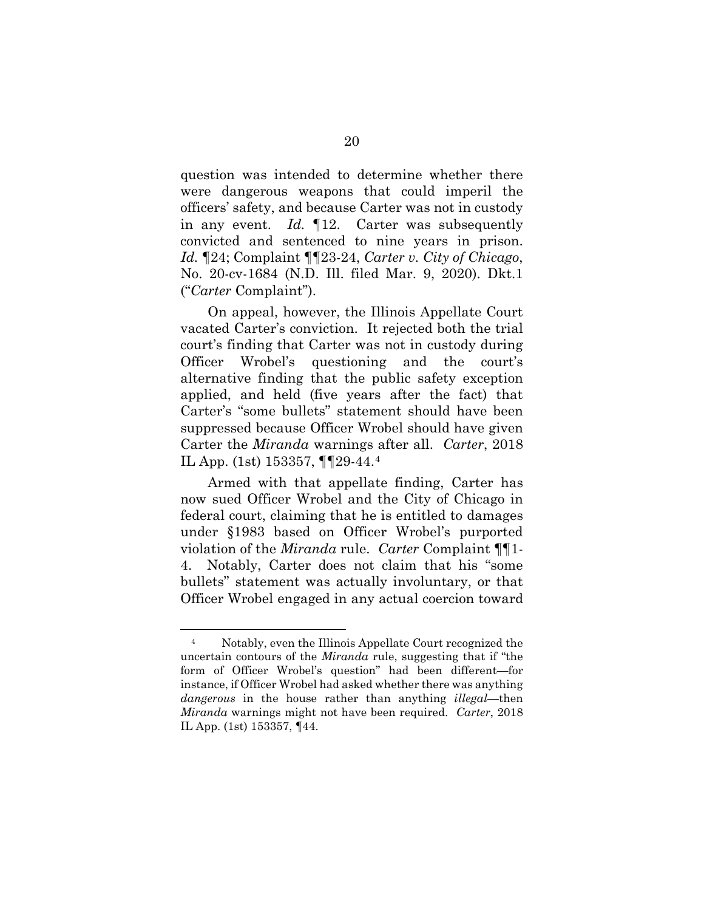question was intended to determine whether there were dangerous weapons that could imperil the officers' safety, and because Carter was not in custody in any event. *Id.* ¶12. Carter was subsequently convicted and sentenced to nine years in prison. *Id.* ¶24; Complaint ¶¶23-24, *Carter v. City of Chicago*, No. 20-cv-1684 (N.D. Ill. filed Mar. 9, 2020). Dkt.1 ("*Carter* Complaint").

On appeal, however, the Illinois Appellate Court vacated Carter's conviction. It rejected both the trial court's finding that Carter was not in custody during Officer Wrobel's questioning and the court's alternative finding that the public safety exception applied, and held (five years after the fact) that Carter's "some bullets" statement should have been suppressed because Officer Wrobel should have given Carter the *Miranda* warnings after all. *Carter*, 2018 IL App. (1st) 153357, ¶¶29-44.[4]

Armed with that appellate finding, Carter has now sued Officer Wrobel and the City of Chicago in federal court, claiming that he is entitled to damages under §1983 based on Officer Wrobel's purported violation of the *Miranda* rule. *Carter* Complaint ¶¶1-4. Notably, Carter does not claim that his "some bullets" statement was actually involuntary, or that Officer Wrobel engaged in any actual coercion toward

---

[4] Notably, even the Illinois Appellate Court recognized the uncertain contours of the *Miranda* rule, suggesting that if "the form of Officer Wrobel's question" had been different—for instance, if Officer Wrobel had asked whether there was anything *dangerous* in the house rather than anything *illegal*—then *Miranda* warnings might not have been required. *Carter*, 2018 IL App. (1st) 153357, ¶44.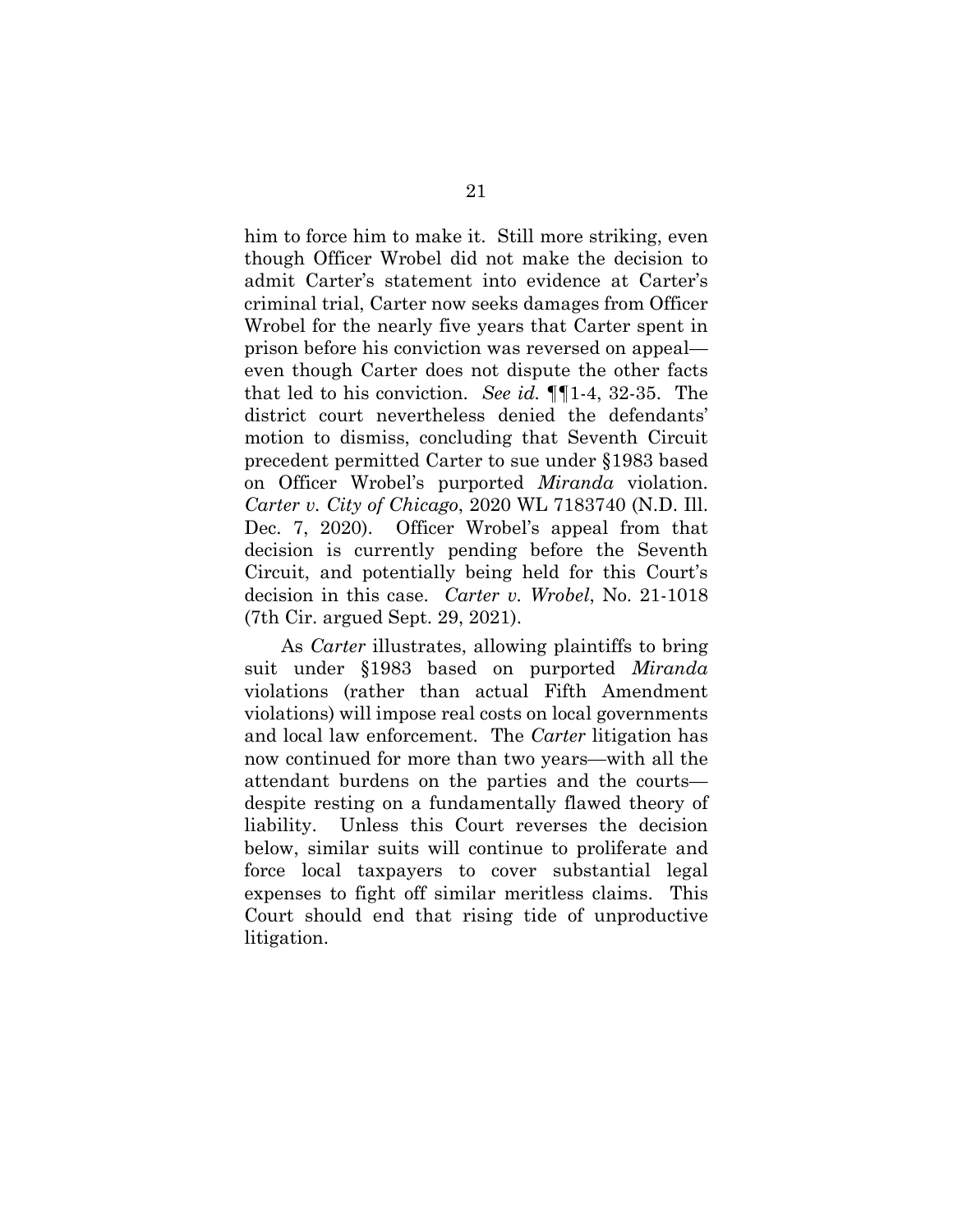him to force him to make it. Still more striking, even though Officer Wrobel did not make the decision to admit Carter's statement into evidence at Carter's criminal trial, Carter now seeks damages from Officer Wrobel for the nearly five years that Carter spent in prison before his conviction was reversed on appeal—even though Carter does not dispute the other facts that led to his conviction. *See id.* ¶¶1-4, 32-35. The district court nevertheless denied the defendants' motion to dismiss, concluding that Seventh Circuit precedent permitted Carter to sue under §1983 based on Officer Wrobel's purported *Miranda* violation. *Carter v. City of Chicago*, 2020 WL 7183740 (N.D. Ill. Dec. 7, 2020). Officer Wrobel's appeal from that decision is currently pending before the Seventh Circuit, and potentially being held for this Court's decision in this case. *Carter v. Wrobel*, No. 21-1018 (7th Cir. argued Sept. 29, 2021).

As *Carter* illustrates, allowing plaintiffs to bring suit under §1983 based on purported *Miranda* violations (rather than actual Fifth Amendment violations) will impose real costs on local governments and local law enforcement. The *Carter* litigation has now continued for more than two years—with all the attendant burdens on the parties and the courts—despite resting on a fundamentally flawed theory of liability. Unless this Court reverses the decision below, similar suits will continue to proliferate and force local taxpayers to cover substantial legal expenses to fight off similar meritless claims. This Court should end that rising tide of unproductive litigation.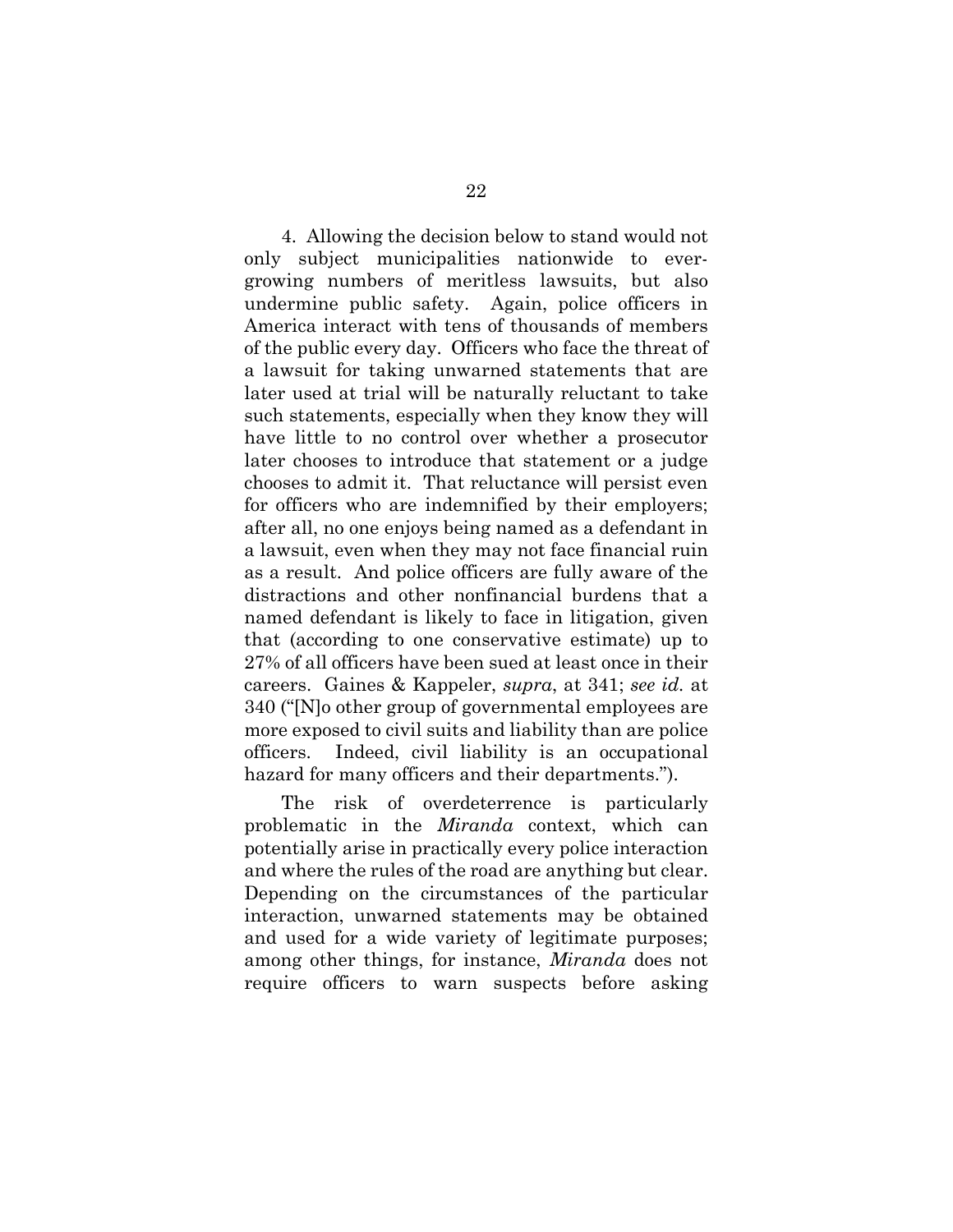4. Allowing the decision below to stand would not only subject municipalities nationwide to ever-growing numbers of meritless lawsuits, but also undermine public safety. Again, police officers in America interact with tens of thousands of members of the public every day. Officers who face the threat of a lawsuit for taking unwarned statements that are later used at trial will be naturally reluctant to take such statements, especially when they know they will have little to no control over whether a prosecutor later chooses to introduce that statement or a judge chooses to admit it. That reluctance will persist even for officers who are indemnified by their employers; after all, no one enjoys being named as a defendant in a lawsuit, even when they may not face financial ruin as a result. And police officers are fully aware of the distractions and other nonfinancial burdens that a named defendant is likely to face in litigation, given that (according to one conservative estimate) up to 27% of all officers have been sued at least once in their careers. Gaines & Kappeler, *supra*, at 341; *see id*. at 340 ("[N]o other group of governmental employees are more exposed to civil suits and liability than are police officers. Indeed, civil liability is an occupational hazard for many officers and their departments.").

The risk of overdeterrence is particularly problematic in the *Miranda* context, which can potentially arise in practically every police interaction and where the rules of the road are anything but clear. Depending on the circumstances of the particular interaction, unwarned statements may be obtained and used for a wide variety of legitimate purposes; among other things, for instance, *Miranda* does not require officers to warn suspects before asking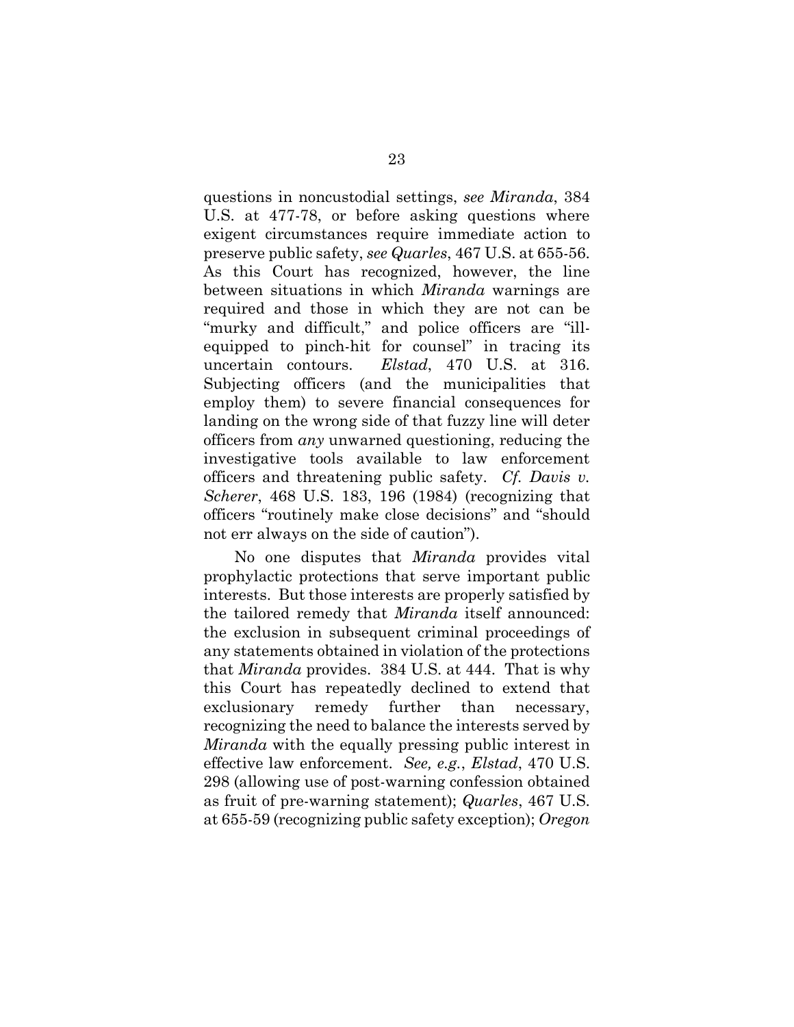questions in noncustodial settings, *see Miranda*, 384 U.S. at 477-78, or before asking questions where exigent circumstances require immediate action to preserve public safety, *see Quarles*, 467 U.S. at 655-56. As this Court has recognized, however, the line between situations in which *Miranda* warnings are required and those in which they are not can be "murky and difficult," and police officers are "ill-equipped to pinch-hit for counsel" in tracing its uncertain contours. *Elstad*, 470 U.S. at 316. Subjecting officers (and the municipalities that employ them) to severe financial consequences for landing on the wrong side of that fuzzy line will deter officers from *any* unwarned questioning, reducing the investigative tools available to law enforcement officers and threatening public safety. *Cf. Davis v. Scherer*, 468 U.S. 183, 196 (1984) (recognizing that officers "routinely make close decisions" and "should not err always on the side of caution").

No one disputes that *Miranda* provides vital prophylactic protections that serve important public interests. But those interests are properly satisfied by the tailored remedy that *Miranda* itself announced: the exclusion in subsequent criminal proceedings of any statements obtained in violation of the protections that *Miranda* provides. 384 U.S. at 444. That is why this Court has repeatedly declined to extend that exclusionary remedy further than necessary, recognizing the need to balance the interests served by *Miranda* with the equally pressing public interest in effective law enforcement. *See, e.g.*, *Elstad*, 470 U.S. 298 (allowing use of post-warning confession obtained as fruit of pre-warning statement); *Quarles*, 467 U.S. at 655-59 (recognizing public safety exception); *Oregon*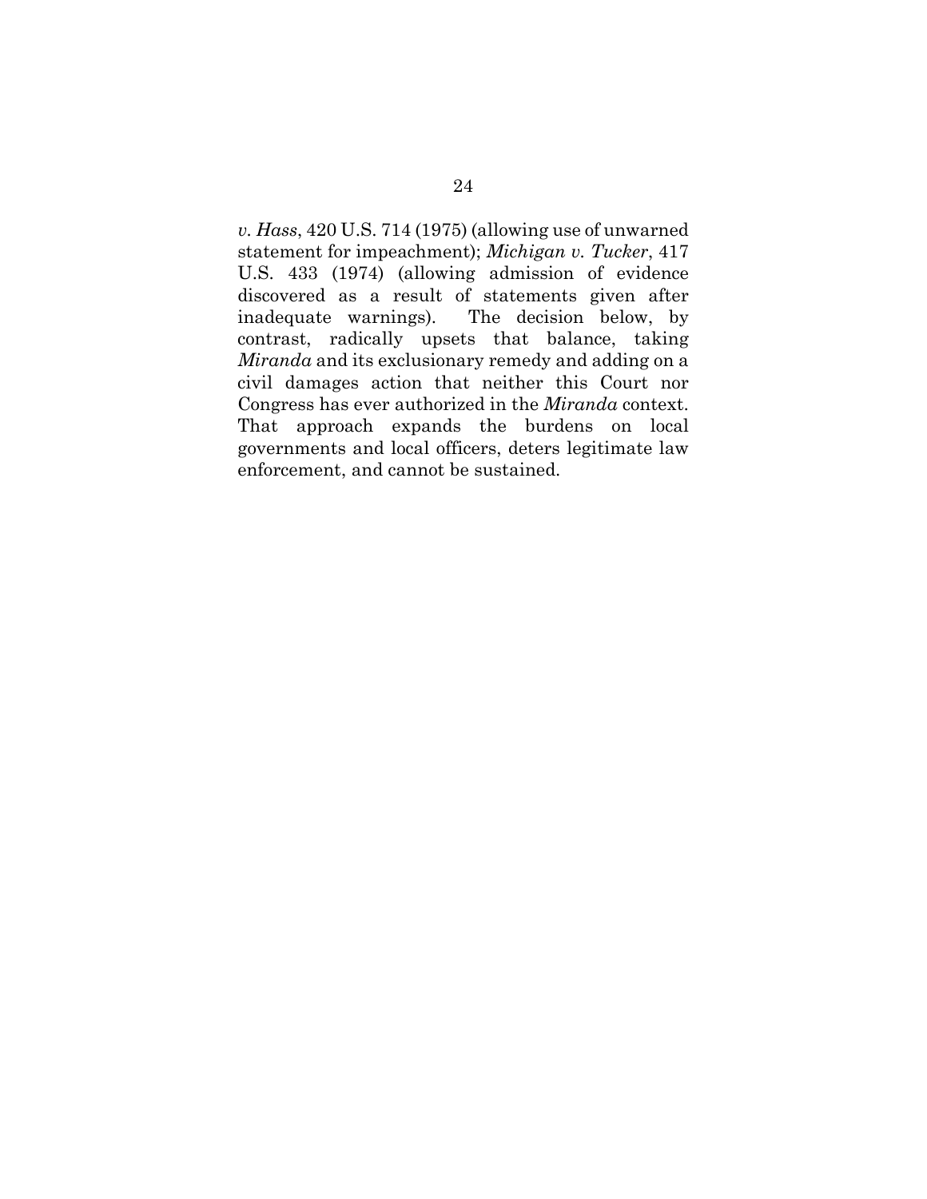*v. Hass*, 420 U.S. 714 (1975) (allowing use of unwarned statement for impeachment); *Michigan v. Tucker*, 417 U.S. 433 (1974) (allowing admission of evidence discovered as a result of statements given after inadequate warnings). The decision below, by contrast, radically upsets that balance, taking *Miranda* and its exclusionary remedy and adding on a civil damages action that neither this Court nor Congress has ever authorized in the *Miranda* context. That approach expands the burdens on local governments and local officers, deters legitimate law enforcement, and cannot be sustained.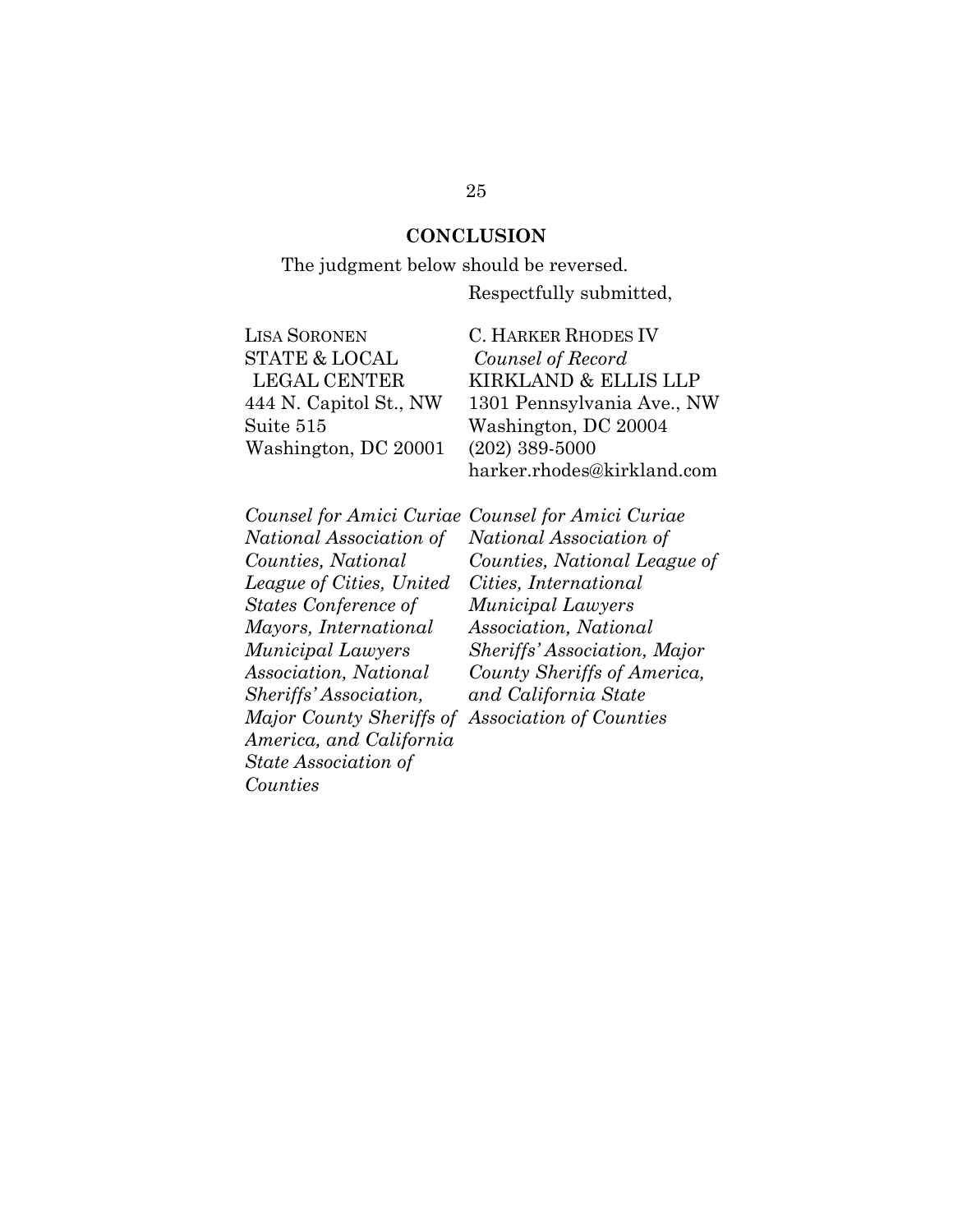## CONCLUSION

The judgment below should be reversed.

Respectfully submitted,

LISA SORONEN
STATE & LOCAL LEGAL CENTER
444 N. Capitol St., NW
Suite 515
Washington, DC 20001

*Counsel for Amici Curiae National Association of Counties, National League of Cities, United States Conference of Mayors, International Municipal Lawyers Association, National Sheriffs' Association, Major County Sheriffs of America, and California State Association of Counties*

C. HARKER RHODES IV
*Counsel of Record*
KIRKLAND & ELLIS LLP
1301 Pennsylvania Ave., NW
Washington, DC 20004
(202) 389-5000
harker.rhodes@kirkland.com

*Counsel for Amici Curiae National Association of Counties, National League of Cities, International Municipal Lawyers Association, National Sheriffs' Association, Major County Sheriffs of America, and California State Association of Counties*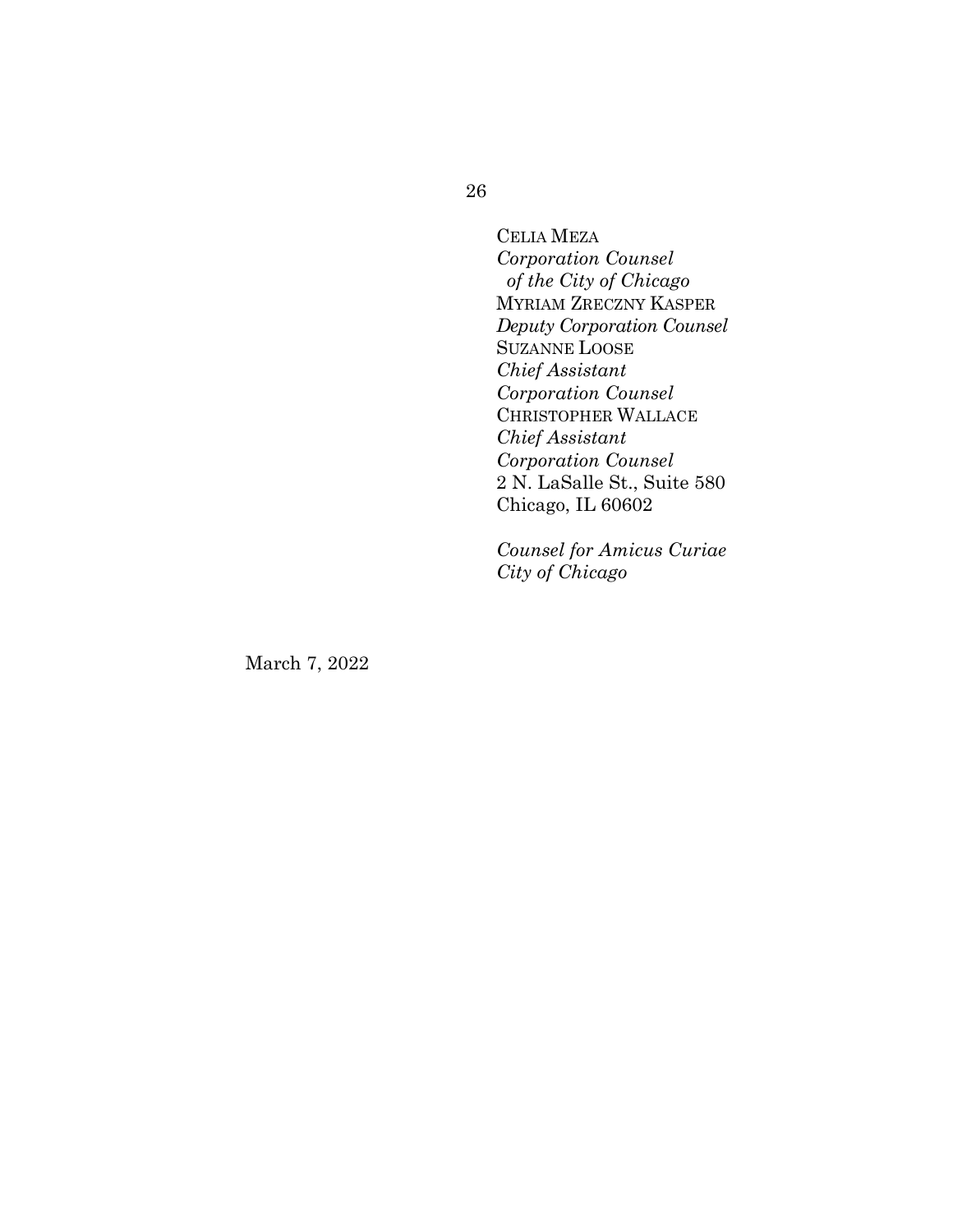CELIA MEZA
*Corporation Counsel*
*of the City of Chicago*
MYRIAM ZRECZNY KASPER
*Deputy Corporation Counsel*
SUZANNE LOOSE
*Chief Assistant*
*Corporation Counsel*
CHRISTOPHER WALLACE
*Chief Assistant*
*Corporation Counsel*
2 N. LaSalle St., Suite 580
Chicago, IL 60602

*Counsel for Amicus Curiae*
*City of Chicago*

March 7, 2022